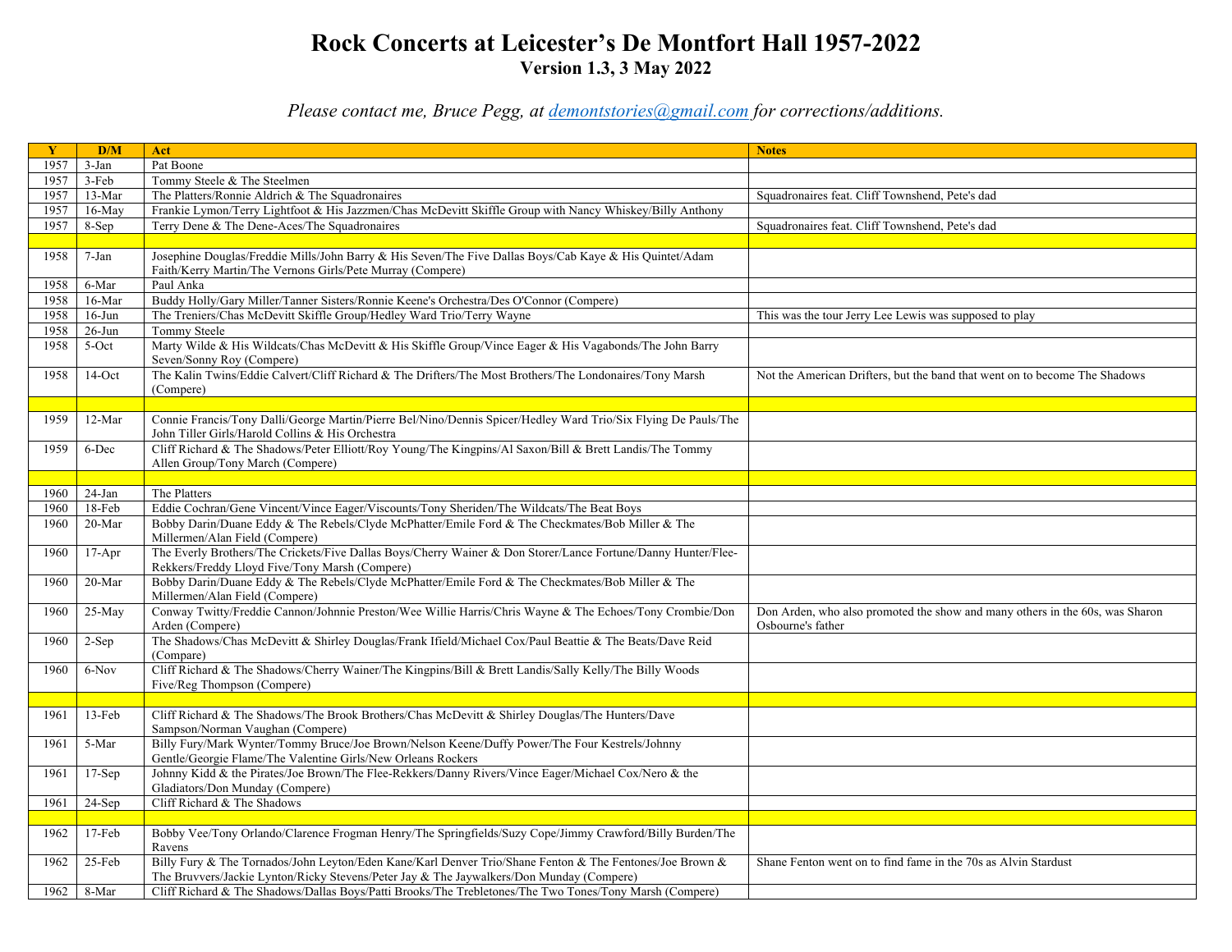# Rock Concerts at Leicester's De Montfort Hall 1957-2022

**Version 1.3, 3 May 2022**

*Please contact me, Bruce Pegg, at [demontstories@gmail.com](mailto:demontstories@gmail.com) for corrections/additions.*

| Y | D/M | Act | Notes |
|---|---|---|---|
| 1957 | 3-Jan | Pat Boone | |
| 1957 | 3-Feb | Tommy Steele & The Steelmen | |
| 1957 | 13-Mar | The Platters/Ronnie Aldrich & The Squadronaires | Squadronaires feat. Cliff Townshend, Pete's dad |
| 1957 | 16-May | Frankie Lymon/Terry Lightfoot & His Jazzmen/Chas McDevitt Skiffle Group with Nancy Whiskey/Billy Anthony | |
| 1957 | 8-Sep | Terry Dene & The Dene-Aces/The Squadronaires | Squadronaires feat. Cliff Townshend, Pete's dad |
| | | | |
| 1958 | 7-Jan | Josephine Douglas/Freddie Mills/John Barry & His Seven/The Five Dallas Boys/Cab Kaye & His Quintet/Adam Faith/Kerry Martin/The Vernons Girls/Pete Murray (Compere) | |
| 1958 | 6-Mar | Paul Anka | |
| 1958 | 16-Mar | Buddy Holly/Gary Miller/Tanner Sisters/Ronnie Keene's Orchestra/Des O'Connor (Compere) | |
| 1958 | 16-Jun | The Treniers/Chas McDevitt Skiffle Group/Hedley Ward Trio/Terry Wayne | This was the tour Jerry Lee Lewis was supposed to play |
| 1958 | 26-Jun | Tommy Steele | |
| 1958 | 5-Oct | Marty Wilde & His Wildcats/Chas McDevitt & His Skiffle Group/Vince Eager & His Vagabonds/The John Barry Seven/Sonny Roy (Compere) | |
| 1958 | 14-Oct | The Kalin Twins/Eddie Calvert/Cliff Richard & The Drifters/The Most Brothers/The Londonaires/Tony Marsh (Compere) | Not the American Drifters, but the band that went on to become The Shadows |
| | | | |
| 1959 | 12-Mar | Connie Francis/Tony Dalli/George Martin/Pierre Bel/Nino/Dennis Spicer/Hedley Ward Trio/Six Flying De Pauls/The John Tiller Girls/Harold Collins & His Orchestra | |
| 1959 | 6-Dec | Cliff Richard & The Shadows/Peter Elliott/Roy Young/The Kingpins/Al Saxon/Bill & Brett Landis/The Tommy Allen Group/Tony March (Compere) | |
| | | | |
| 1960 | 24-Jan | The Platters | |
| 1960 | 18-Feb | Eddie Cochran/Gene Vincent/Vince Eager/Viscounts/Tony Sheriden/The Wildcats/The Beat Boys | |
| 1960 | 20-Mar | Bobby Darin/Duane Eddy & The Rebels/Clyde McPhatter/Emile Ford & The Checkmates/Bob Miller & The Millermen/Alan Field (Compere) | |
| 1960 | 17-Apr | The Everly Brothers/The Crickets/Five Dallas Boys/Cherry Wainer & Don Storer/Lance Fortune/Danny Hunter/Flee-Rekkers/Freddy Lloyd Five/Tony Marsh (Compere) | |
| 1960 | 20-Mar | Bobby Darin/Duane Eddy & The Rebels/Clyde McPhatter/Emile Ford & The Checkmates/Bob Miller & The Millermen/Alan Field (Compere) | |
| 1960 | 25-May | Conway Twitty/Freddie Cannon/Johnnie Preston/Wee Willie Harris/Chris Wayne & The Echoes/Tony Crombie/Don Arden (Compere) | Don Arden, who also promoted the show and many others in the 60s, was Sharon Osbourne's father |
| 1960 | 2-Sep | The Shadows/Chas McDevitt & Shirley Douglas/Frank Ifield/Michael Cox/Paul Beattie & The Beats/Dave Reid (Compare) | |
| 1960 | 6-Nov | Cliff Richard & The Shadows/Cherry Wainer/The Kingpins/Bill & Brett Landis/Sally Kelly/The Billy Woods Five/Reg Thompson (Compere) | |
| | | | |
| 1961 | 13-Feb | Cliff Richard & The Shadows/The Brook Brothers/Chas McDevitt & Shirley Douglas/The Hunters/Dave Sampson/Norman Vaughan (Compere) | |
| 1961 | 5-Mar | Billy Fury/Mark Wynter/Tommy Bruce/Joe Brown/Nelson Keene/Duffy Power/The Four Kestrels/Johnny Gentle/Georgie Flame/The Valentine Girls/New Orleans Rockers | |
| 1961 | 17-Sep | Johnny Kidd & the Pirates/Joe Brown/The Flee-Rekkers/Danny Rivers/Vince Eager/Michael Cox/Nero & the Gladiators/Don Munday (Compere) | |
| 1961 | 24-Sep | Cliff Richard & The Shadows | |
| | | | |
| 1962 | 17-Feb | Bobby Vee/Tony Orlando/Clarence Frogman Henry/The Springfields/Suzy Cope/Jimmy Crawford/Billy Burden/The Ravens | |
| 1962 | 25-Feb | Billy Fury & The Tornados/John Leyton/Eden Kane/Karl Denver Trio/Shane Fenton & The Fentones/Joe Brown & The Bruvvers/Jackie Lynton/Ricky Stevens/Peter Jay & The Jaywalkers/Don Munday (Compere) | Shane Fenton went on to find fame in the 70s as Alvin Stardust |
| 1962 | 8-Mar | Cliff Richard & The Shadows/Dallas Boys/Patti Brooks/The Trebletones/The Two Tones/Tony Marsh (Compere) | |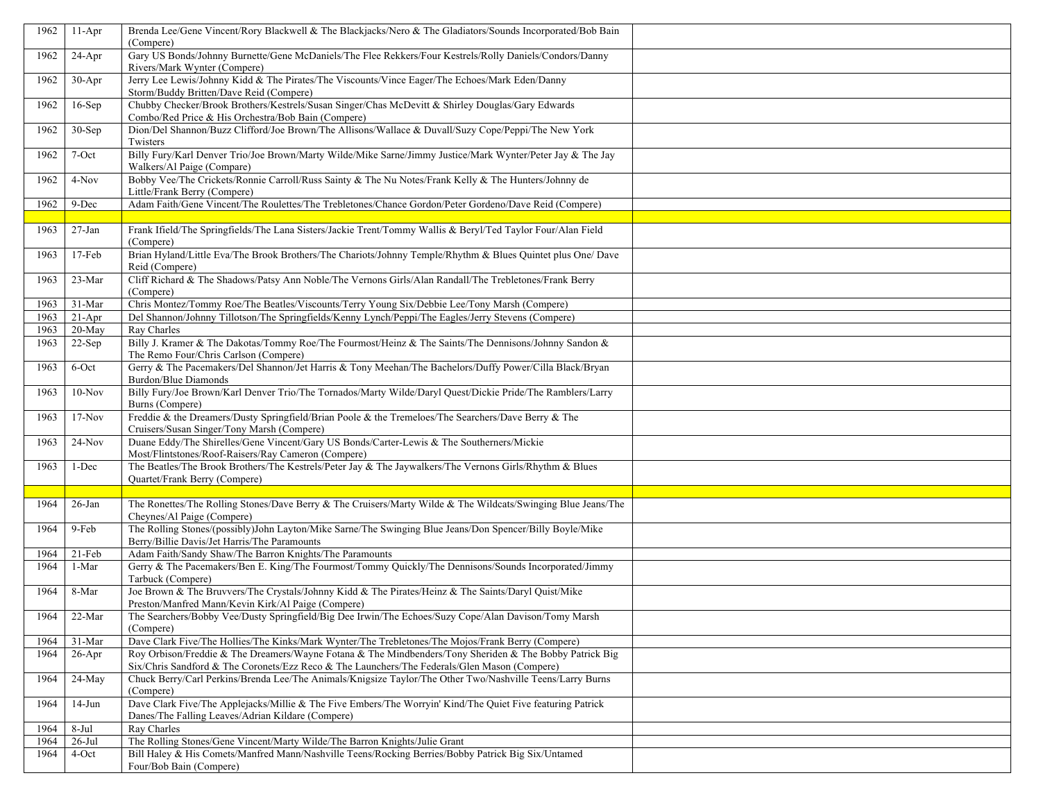| | | | |
|---|---|---|---|
| 1962 | 11-Apr | Brenda Lee/Gene Vincent/Rory Blackwell & The Blackjacks/Nero & The Gladiators/Sounds Incorporated/Bob Bain (Compere) | |
| 1962 | 24-Apr | Gary US Bonds/Johnny Burnette/Gene McDaniels/The Flee Rekkers/Four Kestrels/Rolly Daniels/Condors/Danny Rivers/Mark Wynter (Compere) | |
| 1962 | 30-Apr | Jerry Lee Lewis/Johnny Kidd & The Pirates/The Viscounts/Vince Eager/The Echoes/Mark Eden/Danny Storm/Buddy Britten/Dave Reid (Compere) | |
| 1962 | 16-Sep | Chubby Checker/Brook Brothers/Kestrels/Susan Singer/Chas McDevitt & Shirley Douglas/Gary Edwards Combo/Red Price & His Orchestra/Bob Bain (Compere) | |
| 1962 | 30-Sep | Dion/Del Shannon/Buzz Clifford/Joe Brown/The Allisons/Wallace & Duvall/Suzy Cope/Peppi/The New York Twisters | |
| 1962 | 7-Oct | Billy Fury/Karl Denver Trio/Joe Brown/Marty Wilde/Mike Sarne/Jimmy Justice/Mark Wynter/Peter Jay & The Jay Walkers/Al Paige (Compare) | |
| 1962 | 4-Nov | Bobby Vee/The Crickets/Ronnie Carroll/Russ Sainty & The Nu Notes/Frank Kelly & The Hunters/Johnny de Little/Frank Berry (Compere) | |
| 1962 | 9-Dec | Adam Faith/Gene Vincent/The Roulettes/The Trebletones/Chance Gordon/Peter Gordeno/Dave Reid (Compere) | |
| | | | |
| 1963 | 27-Jan | Frank Ifield/The Springfields/The Lana Sisters/Jackie Trent/Tommy Wallis & Beryl/Ted Taylor Four/Alan Field (Compere) | |
| 1963 | 17-Feb | Brian Hyland/Little Eva/The Brook Brothers/The Chariots/Johnny Temple/Rhythm & Blues Quintet plus One/ Dave Reid (Compere) | |
| 1963 | 23-Mar | Cliff Richard & The Shadows/Patsy Ann Noble/The Vernons Girls/Alan Randall/The Trebletones/Frank Berry (Compere) | |
| 1963 | 31-Mar | Chris Montez/Tommy Roe/The Beatles/Viscounts/Terry Young Six/Debbie Lee/Tony Marsh (Compere) | |
| 1963 | 21-Apr | Del Shannon/Johnny Tillotson/The Springfields/Kenny Lynch/Peppi/The Eagles/Jerry Stevens (Compere) | |
| 1963 | 20-May | Ray Charles | |
| 1963 | 22-Sep | Billy J. Kramer & The Dakotas/Tommy Roe/The Fourmost/Heinz & The Saints/The Dennisons/Johnny Sandon & The Remo Four/Chris Carlson (Compere) | |
| 1963 | 6-Oct | Gerry & The Pacemakers/Del Shannon/Jet Harris & Tony Meehan/The Bachelors/Duffy Power/Cilla Black/Bryan Burdon/Blue Diamonds | |
| 1963 | 10-Nov | Billy Fury/Joe Brown/Karl Denver Trio/The Tornados/Marty Wilde/Daryl Quest/Dickie Pride/The Ramblers/Larry Burns (Compere) | |
| 1963 | 17-Nov | Freddie & the Dreamers/Dusty Springfield/Brian Poole & the Tremeloes/The Searchers/Dave Berry & The Cruisers/Susan Singer/Tony Marsh (Compere) | |
| 1963 | 24-Nov | Duane Eddy/The Shirelles/Gene Vincent/Gary US Bonds/Carter-Lewis & The Southerners/Mickie Most/Flintstones/Roof-Raisers/Ray Cameron (Compere) | |
| 1963 | 1-Dec | The Beatles/The Brook Brothers/The Kestrels/Peter Jay & The Jaywalkers/The Vernons Girls/Rhythm & Blues Quartet/Frank Berry (Compere) | |
| | | | |
| 1964 | 26-Jan | The Ronettes/The Rolling Stones/Dave Berry & The Cruisers/Marty Wilde & The Wildcats/Swinging Blue Jeans/The Cheynes/Al Paige (Compere) | |
| 1964 | 9-Feb | The Rolling Stones/(possibly)John Layton/Mike Sarne/The Swinging Blue Jeans/Don Spencer/Billy Boyle/Mike Berry/Billie Davis/Jet Harris/The Paramounts | |
| 1964 | 21-Feb | Adam Faith/Sandy Shaw/The Barron Knights/The Paramounts | |
| 1964 | 1-Mar | Gerry & The Pacemakers/Ben E. King/The Fourmost/Tommy Quickly/The Dennisons/Sounds Incorporated/Jimmy Tarbuck (Compere) | |
| 1964 | 8-Mar | Joe Brown & The Bruvvers/The Crystals/Johnny Kidd & The Pirates/Heinz & The Saints/Daryl Quist/Mike Preston/Manfred Mann/Kevin Kirk/Al Paige (Compere) | |
| 1964 | 22-Mar | The Searchers/Bobby Vee/Dusty Springfield/Big Dee Irwin/The Echoes/Suzy Cope/Alan Davison/Tomy Marsh (Compere) | |
| 1964 | 31-Mar | Dave Clark Five/The Hollies/The Kinks/Mark Wynter/The Trebletones/The Mojos/Frank Berry (Compere) | |
| 1964 | 26-Apr | Roy Orbison/Freddie & The Dreamers/Wayne Fotana & The Mindbenders/Tony Sheriden & The Bobby Patrick Big Six/Chris Sandford & The Coronets/Ezz Reco & The Launchers/The Federals/Glen Mason (Compere) | |
| 1964 | 24-May | Chuck Berry/Carl Perkins/Brenda Lee/The Animals/Knigsize Taylor/The Other Two/Nashville Teens/Larry Burns (Compere) | |
| 1964 | 14-Jun | Dave Clark Five/The Applejacks/Millie & The Five Embers/The Worryin' Kind/The Quiet Five featuring Patrick Danes/The Falling Leaves/Adrian Kildare (Compere) | |
| 1964 | 8-Jul | Ray Charles | |
| 1964 | 26-Jul | The Rolling Stones/Gene Vincent/Marty Wilde/The Barron Knights/Julie Grant | |
| 1964 | 4-Oct | Bill Haley & His Comets/Manfred Mann/Nashville Teens/Rocking Berries/Bobby Patrick Big Six/Untamed Four/Bob Bain (Compere) | |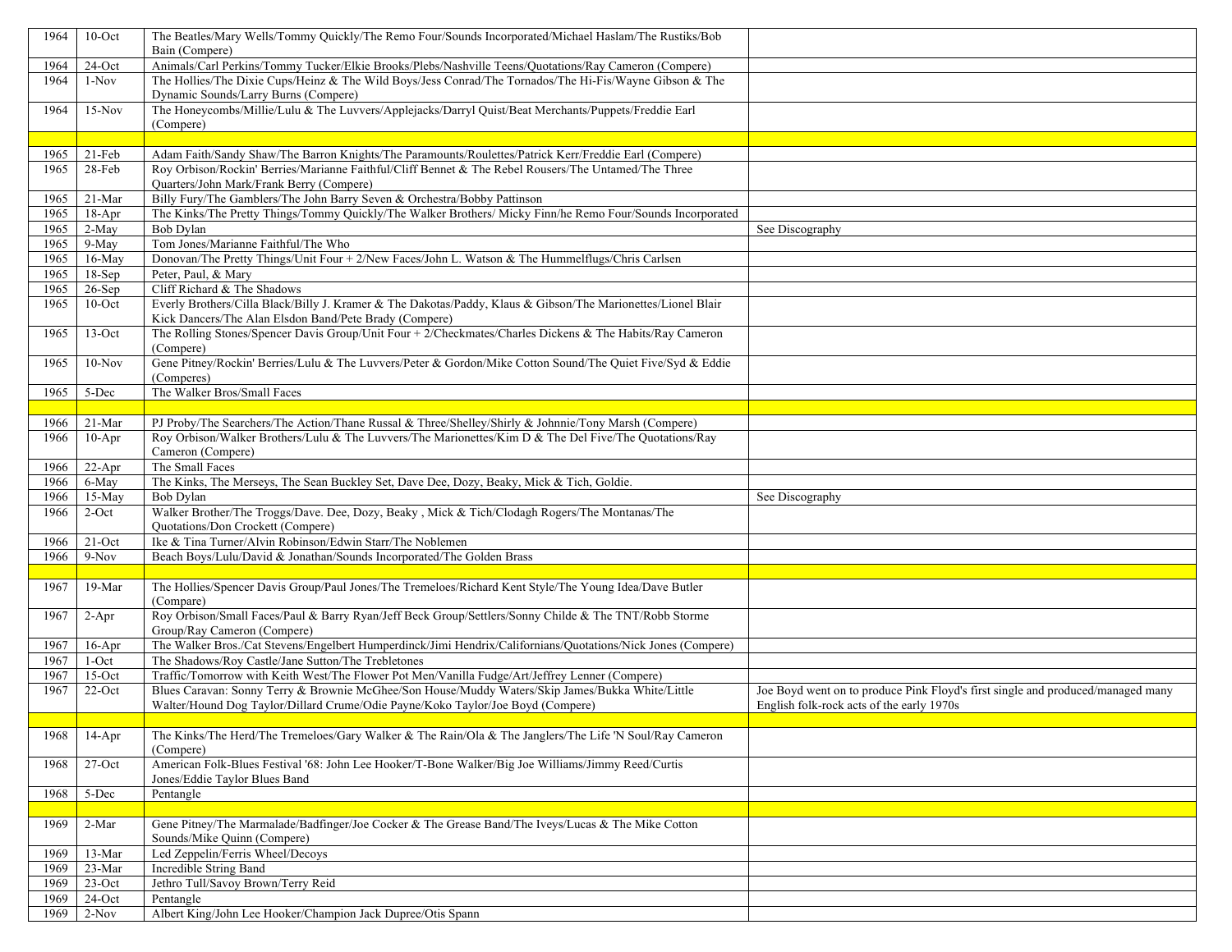| 1964 | 10-Oct | The Beatles/Mary Wells/Tommy Quickly/The Remo Four/Sounds Incorporated/Michael Haslam/The Rustiks/Bob Bain (Compere) | |
|---|---|---|---|
| 1964 | 24-Oct | Animals/Carl Perkins/Tommy Tucker/Elkie Brooks/Plebs/Nashville Teens/Quotations/Ray Cameron (Compere) | |
| 1964 | 1-Nov | The Hollies/The Dixie Cups/Heinz & The Wild Boys/Jess Conrad/The Tornados/The Hi-Fis/Wayne Gibson & The Dynamic Sounds/Larry Burns (Compere) | |
| 1964 | 15-Nov | The Honeycombs/Millie/Lulu & The Luvvers/Applejacks/Darryl Quist/Beat Merchants/Puppets/Freddie Earl (Compere) | |
| | | | |
| 1965 | 21-Feb | Adam Faith/Sandy Shaw/The Barron Knights/The Paramounts/Roulettes/Patrick Kerr/Freddie Earl (Compere) | |
| 1965 | 28-Feb | Roy Orbison/Rockin' Berries/Marianne Faithful/Cliff Bennet & The Rebel Rousers/The Untamed/The Three Quarters/John Mark/Frank Berry (Compere) | |
| 1965 | 21-Mar | Billy Fury/The Gamblers/The John Barry Seven & Orchestra/Bobby Pattinson | |
| 1965 | 18-Apr | The Kinks/The Pretty Things/Tommy Quickly/The Walker Brothers/ Micky Finn/he Remo Four/Sounds Incorporated | |
| 1965 | 2-May | Bob Dylan | See Discography |
| 1965 | 9-May | Tom Jones/Marianne Faithful/The Who | |
| 1965 | 16-May | Donovan/The Pretty Things/Unit Four + 2/New Faces/John L. Watson & The Hummelflugs/Chris Carlsen | |
| 1965 | 18-Sep | Peter, Paul, & Mary | |
| 1965 | 26-Sep | Cliff Richard & The Shadows | |
| 1965 | 10-Oct | Everly Brothers/Cilla Black/Billy J. Kramer & The Dakotas/Paddy, Klaus & Gibson/The Marionettes/Lionel Blair Kick Dancers/The Alan Elsdon Band/Pete Brady (Compere) | |
| 1965 | 13-Oct | The Rolling Stones/Spencer Davis Group/Unit Four + 2/Checkmates/Charles Dickens & The Habits/Ray Cameron (Compere) | |
| 1965 | 10-Nov | Gene Pitney/Rockin' Berries/Lulu & The Luvvers/Peter & Gordon/Mike Cotton Sound/The Quiet Five/Syd & Eddie (Comperes) | |
| 1965 | 5-Dec | The Walker Bros/Small Faces | |
| | | | |
| 1966 | 21-Mar | PJ Proby/The Searchers/The Action/Thane Russal & Three/Shelley/Shirly & Johnnie/Tony Marsh (Compere) | |
| 1966 | 10-Apr | Roy Orbison/Walker Brothers/Lulu & The Luvvers/The Marionettes/Kim D & The Del Five/The Quotations/Ray Cameron (Compere) | |
| 1966 | 22-Apr | The Small Faces | |
| 1966 | 6-May | The Kinks, The Merseys, The Sean Buckley Set, Dave Dee, Dozy, Beaky, Mick & Tich, Goldie. | |
| 1966 | 15-May | Bob Dylan | See Discography |
| 1966 | 2-Oct | Walker Brother/The Troggs/Dave. Dee, Dozy, Beaky , Mick & Tich/Clodagh Rogers/The Montanas/The Quotations/Don Crockett (Compere) | |
| 1966 | 21-Oct | Ike & Tina Turner/Alvin Robinson/Edwin Starr/The Noblemen | |
| 1966 | 9-Nov | Beach Boys/Lulu/David & Jonathan/Sounds Incorporated/The Golden Brass | |
| | | | |
| 1967 | 19-Mar | The Hollies/Spencer Davis Group/Paul Jones/The Tremeloes/Richard Kent Style/The Young Idea/Dave Butler (Compare) | |
| 1967 | 2-Apr | Roy Orbison/Small Faces/Paul & Barry Ryan/Jeff Beck Group/Settlers/Sonny Childe & The TNT/Robb Storme Group/Ray Cameron (Compere) | |
| 1967 | 16-Apr | The Walker Bros./Cat Stevens/Engelbert Humperdinck/Jimi Hendrix/Californians/Quotations/Nick Jones (Compere) | |
| 1967 | 1-Oct | The Shadows/Roy Castle/Jane Sutton/The Trebletones | |
| 1967 | 15-Oct | Traffic/Tomorrow with Keith West/The Flower Pot Men/Vanilla Fudge/Art/Jeffrey Lenner (Compere) | |
| 1967 | 22-Oct | Blues Caravan: Sonny Terry & Brownie McGhee/Son House/Muddy Waters/Skip James/Bukka White/Little Walter/Hound Dog Taylor/Dillard Crume/Odie Payne/Koko Taylor/Joe Boyd (Compere) | Joe Boyd went on to produce Pink Floyd's first single and produced/managed many English folk-rock acts of the early 1970s |
| | | | |
| 1968 | 14-Apr | The Kinks/The Herd/The Tremeloes/Gary Walker & The Rain/Ola & The Janglers/The Life 'N Soul/Ray Cameron (Compere) | |
| 1968 | 27-Oct | American Folk-Blues Festival '68: John Lee Hooker/T-Bone Walker/Big Joe Williams/Jimmy Reed/Curtis Jones/Eddie Taylor Blues Band | |
| 1968 | 5-Dec | Pentangle | |
| | | | |
| 1969 | 2-Mar | Gene Pitney/The Marmalade/Badfinger/Joe Cocker & The Grease Band/The Iveys/Lucas & The Mike Cotton Sounds/Mike Quinn (Compere) | |
| 1969 | 13-Mar | Led Zeppelin/Ferris Wheel/Decoys | |
| 1969 | 23-Mar | Incredible String Band | |
| 1969 | 23-Oct | Jethro Tull/Savoy Brown/Terry Reid | |
| 1969 | 24-Oct | Pentangle | |
| 1969 | 2-Nov | Albert King/John Lee Hooker/Champion Jack Dupree/Otis Spann | |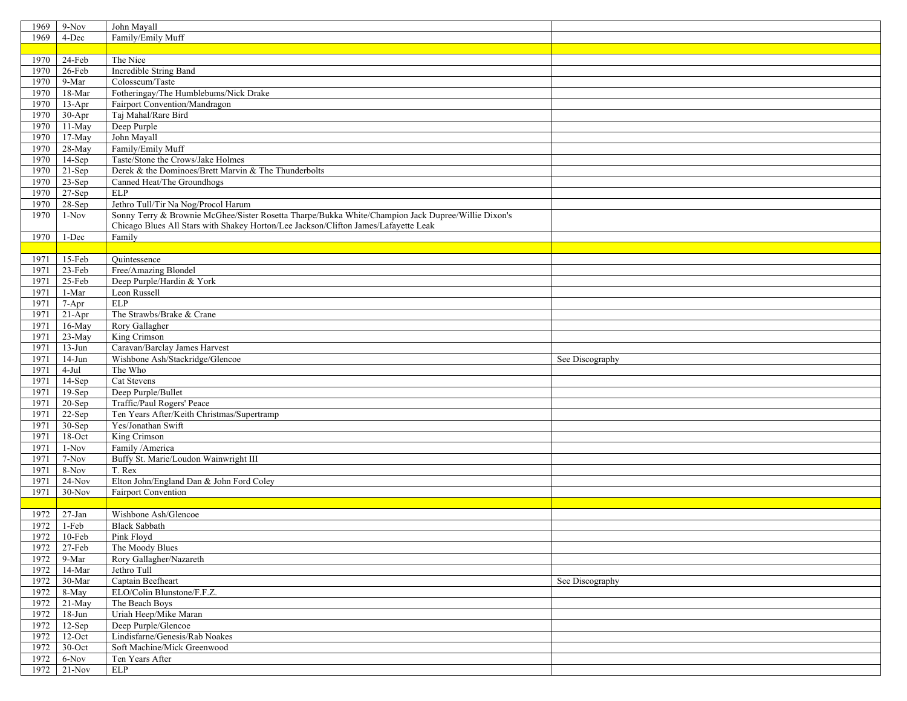| | | | |
|---|---|---|---|
| 1969 | 9-Nov | John Mayall | |
| 1969 | 4-Dec | Family/Emily Muff | |
| | | | |
| 1970 | 24-Feb | The Nice | |
| 1970 | 26-Feb | Incredible String Band | |
| 1970 | 9-Mar | Colosseum/Taste | |
| 1970 | 18-Mar | Fotheringay/The Humblebums/Nick Drake | |
| 1970 | 13-Apr | Fairport Convention/Mandragon | |
| 1970 | 30-Apr | Taj Mahal/Rare Bird | |
| 1970 | 11-May | Deep Purple | |
| 1970 | 17-May | John Mayall | |
| 1970 | 28-May | Family/Emily Muff | |
| 1970 | 14-Sep | Taste/Stone the Crows/Jake Holmes | |
| 1970 | 21-Sep | Derek & the Dominoes/Brett Marvin & The Thunderbolts | |
| 1970 | 23-Sep | Canned Heat/The Groundhogs | |
| 1970 | 27-Sep | ELP | |
| 1970 | 28-Sep | Jethro Tull/Tir Na Nog/Procol Harum | |
| 1970 | 1-Nov | Sonny Terry & Brownie McGhee/Sister Rosetta Tharpe/Bukka White/Champion Jack Dupree/Willie Dixon's Chicago Blues All Stars with Shakey Horton/Lee Jackson/Clifton James/Lafayette Leak | |
| 1970 | 1-Dec | Family | |
| | | | |
| 1971 | 15-Feb | Quintessence | |
| 1971 | 23-Feb | Free/Amazing Blondel | |
| 1971 | 25-Feb | Deep Purple/Hardin & York | |
| 1971 | 1-Mar | Leon Russell | |
| 1971 | 7-Apr | ELP | |
| 1971 | 21-Apr | The Strawbs/Brake & Crane | |
| 1971 | 16-May | Rory Gallagher | |
| 1971 | 23-May | King Crimson | |
| 1971 | 13-Jun | Caravan/Barclay James Harvest | |
| 1971 | 14-Jun | Wishbone Ash/Stackridge/Glencoe | See Discography |
| 1971 | 4-Jul | The Who | |
| 1971 | 14-Sep | Cat Stevens | |
| 1971 | 19-Sep | Deep Purple/Bullet | |
| 1971 | 20-Sep | Traffic/Paul Rogers' Peace | |
| 1971 | 22-Sep | Ten Years After/Keith Christmas/Supertramp | |
| 1971 | 30-Sep | Yes/Jonathan Swift | |
| 1971 | 18-Oct | King Crimson | |
| 1971 | 1-Nov | Family /America | |
| 1971 | 7-Nov | Buffy St. Marie/Loudon Wainwright III | |
| 1971 | 8-Nov | T. Rex | |
| 1971 | 24-Nov | Elton John/England Dan & John Ford Coley | |
| 1971 | 30-Nov | Fairport Convention | |
| | | | |
| 1972 | 27-Jan | Wishbone Ash/Glencoe | |
| 1972 | 1-Feb | Black Sabbath | |
| 1972 | 10-Feb | Pink Floyd | |
| 1972 | 27-Feb | The Moody Blues | |
| 1972 | 9-Mar | Rory Gallagher/Nazareth | |
| 1972 | 14-Mar | Jethro Tull | |
| 1972 | 30-Mar | Captain Beefheart | See Discography |
| 1972 | 8-May | ELO/Colin Blunstone/F.F.Z. | |
| 1972 | 21-May | The Beach Boys | |
| 1972 | 18-Jun | Uriah Heep/Mike Maran | |
| 1972 | 12-Sep | Deep Purple/Glencoe | |
| 1972 | 12-Oct | Lindisfarne/Genesis/Rab Noakes | |
| 1972 | 30-Oct | Soft Machine/Mick Greenwood | |
| 1972 | 6-Nov | Ten Years After | |
| 1972 | 21-Nov | ELP | |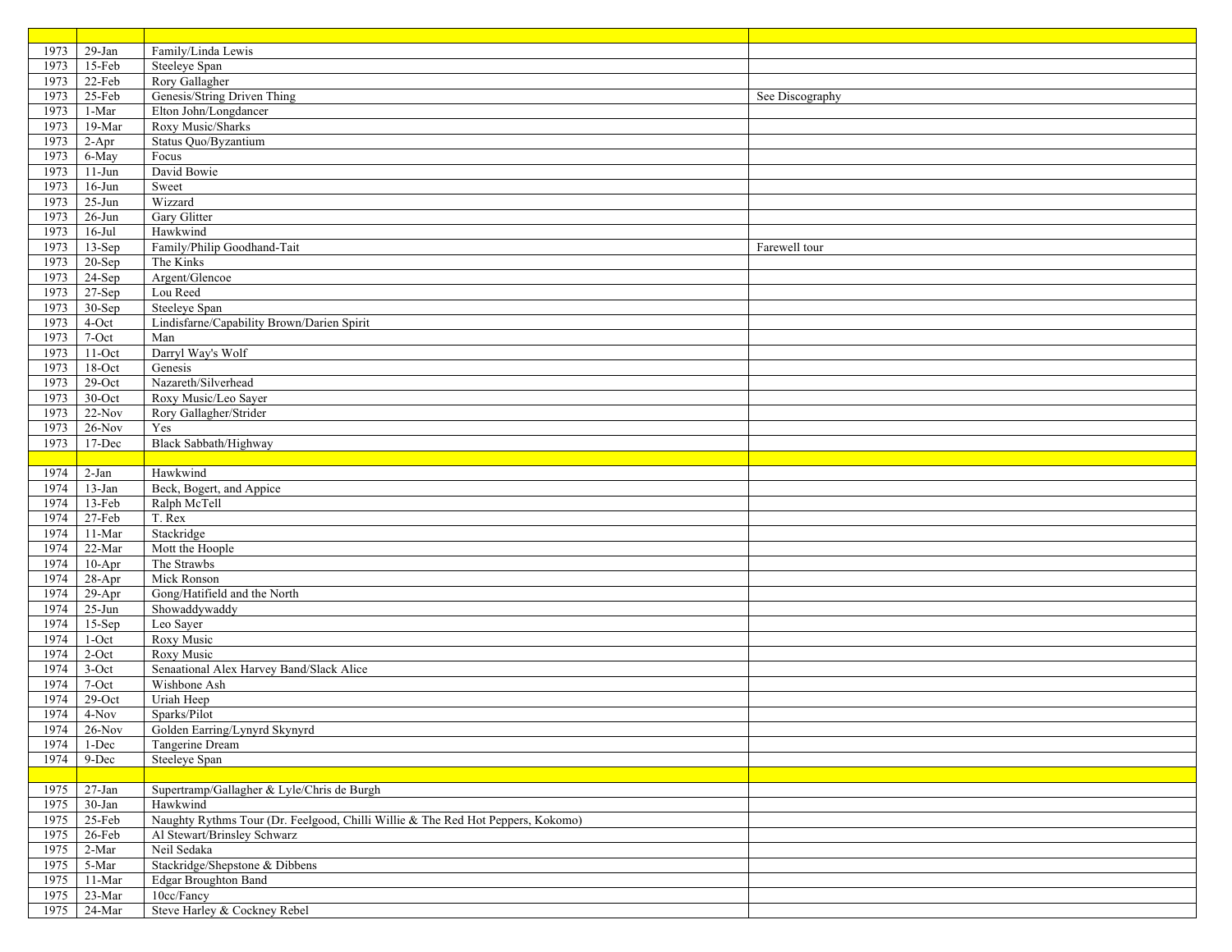| | | | |
|---|---|---|---|
| 1973 | 29-Jan | Family/Linda Lewis | |
| 1973 | 15-Feb | Steeleye Span | |
| 1973 | 22-Feb | Rory Gallagher | |
| 1973 | 25-Feb | Genesis/String Driven Thing | See Discography |
| 1973 | 1-Mar | Elton John/Longdancer | |
| 1973 | 19-Mar | Roxy Music/Sharks | |
| 1973 | 2-Apr | Status Quo/Byzantium | |
| 1973 | 6-May | Focus | |
| 1973 | 11-Jun | David Bowie | |
| 1973 | 16-Jun | Sweet | |
| 1973 | 25-Jun | Wizzard | |
| 1973 | 26-Jun | Gary Glitter | |
| 1973 | 16-Jul | Hawkwind | |
| 1973 | 13-Sep | Family/Philip Goodhand-Tait | Farewell tour |
| 1973 | 20-Sep | The Kinks | |
| 1973 | 24-Sep | Argent/Glencoe | |
| 1973 | 27-Sep | Lou Reed | |
| 1973 | 30-Sep | Steeleye Span | |
| 1973 | 4-Oct | Lindisfarne/Capability Brown/Darien Spirit | |
| 1973 | 7-Oct | Man | |
| 1973 | 11-Oct | Darryl Way's Wolf | |
| 1973 | 18-Oct | Genesis | |
| 1973 | 29-Oct | Nazareth/Silverhead | |
| 1973 | 30-Oct | Roxy Music/Leo Sayer | |
| 1973 | 22-Nov | Rory Gallagher/Strider | |
| 1973 | 26-Nov | Yes | |
| 1973 | 17-Dec | Black Sabbath/Highway | |
| | | | |
| 1974 | 2-Jan | Hawkwind | |
| 1974 | 13-Jan | Beck, Bogert, and Appice | |
| 1974 | 13-Feb | Ralph McTell | |
| 1974 | 27-Feb | T. Rex | |
| 1974 | 11-Mar | Stackridge | |
| 1974 | 22-Mar | Mott the Hoople | |
| 1974 | 10-Apr | The Strawbs | |
| 1974 | 28-Apr | Mick Ronson | |
| 1974 | 29-Apr | Gong/Hatifield and the North | |
| 1974 | 25-Jun | Showaddywaddy | |
| 1974 | 15-Sep | Leo Sayer | |
| 1974 | 1-Oct | Roxy Music | |
| 1974 | 2-Oct | Roxy Music | |
| 1974 | 3-Oct | Senaational Alex Harvey Band/Slack Alice | |
| 1974 | 7-Oct | Wishbone Ash | |
| 1974 | 29-Oct | Uriah Heep | |
| 1974 | 4-Nov | Sparks/Pilot | |
| 1974 | 26-Nov | Golden Earring/Lynyrd Skynyrd | |
| 1974 | 1-Dec | Tangerine Dream | |
| 1974 | 9-Dec | Steeleye Span | |
| | | | |
| 1975 | 27-Jan | Supertramp/Gallagher & Lyle/Chris de Burgh | |
| 1975 | 30-Jan | Hawkwind | |
| 1975 | 25-Feb | Naughty Rythms Tour (Dr. Feelgood, Chilli Willie & The Red Hot Peppers, Kokomo) | |
| 1975 | 26-Feb | Al Stewart/Brinsley Schwarz | |
| 1975 | 2-Mar | Neil Sedaka | |
| 1975 | 5-Mar | Stackridge/Shepstone & Dibbens | |
| 1975 | 11-Mar | Edgar Broughton Band | |
| 1975 | 23-Mar | 10cc/Fancy | |
| 1975 | 24-Mar | Steve Harley & Cockney Rebel | |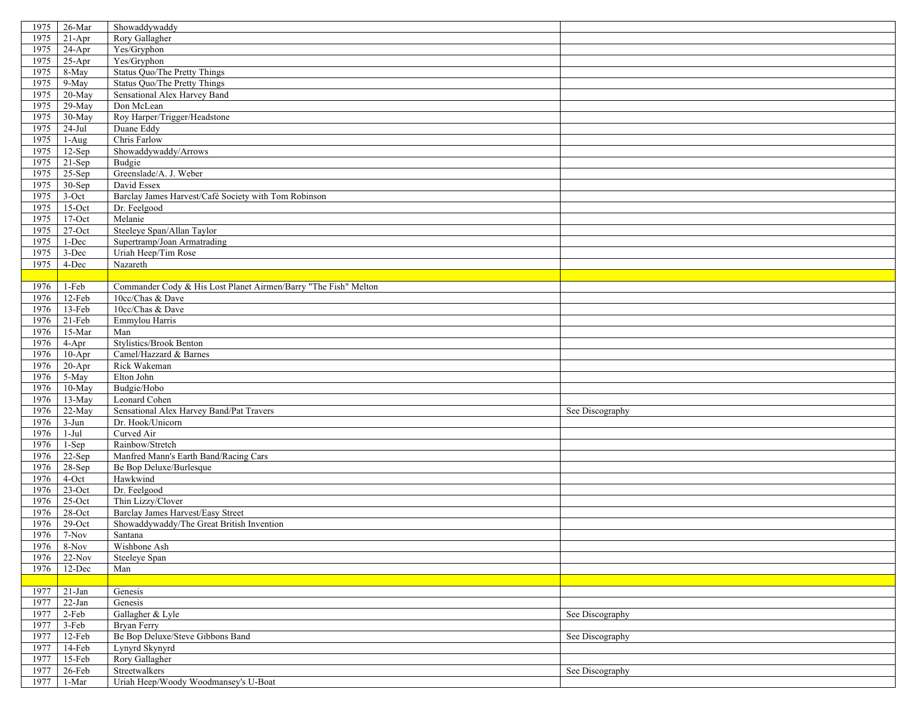| | | | |
|---|---|---|---|
| 1975 | 26-Mar | Showaddywaddy | |
| 1975 | 21-Apr | Rory Gallagher | |
| 1975 | 24-Apr | Yes/Gryphon | |
| 1975 | 25-Apr | Yes/Gryphon | |
| 1975 | 8-May | Status Quo/The Pretty Things | |
| 1975 | 9-May | Status Quo/The Pretty Things | |
| 1975 | 20-May | Sensational Alex Harvey Band | |
| 1975 | 29-May | Don McLean | |
| 1975 | 30-May | Roy Harper/Trigger/Headstone | |
| 1975 | 24-Jul | Duane Eddy | |
| 1975 | 1-Aug | Chris Farlow | |
| 1975 | 12-Sep | Showaddywaddy/Arrows | |
| 1975 | 21-Sep | Budgie | |
| 1975 | 25-Sep | Greenslade/A. J. Weber | |
| 1975 | 30-Sep | David Essex | |
| 1975 | 3-Oct | Barclay James Harvest/Café Society with Tom Robinson | |
| 1975 | 15-Oct | Dr. Feelgood | |
| 1975 | 17-Oct | Melanie | |
| 1975 | 27-Oct | Steeleye Span/Allan Taylor | |
| 1975 | 1-Dec | Supertramp/Joan Armatrading | |
| 1975 | 3-Dec | Uriah Heep/Tim Rose | |
| 1975 | 4-Dec | Nazareth | |
| | | | |
| 1976 | 1-Feb | Commander Cody & His Lost Planet Airmen/Barry "The Fish" Melton | |
| 1976 | 12-Feb | 10cc/Chas & Dave | |
| 1976 | 13-Feb | 10cc/Chas & Dave | |
| 1976 | 21-Feb | Emmylou Harris | |
| 1976 | 15-Mar | Man | |
| 1976 | 4-Apr | Stylistics/Brook Benton | |
| 1976 | 10-Apr | Camel/Hazzard & Barnes | |
| 1976 | 20-Apr | Rick Wakeman | |
| 1976 | 5-May | Elton John | |
| 1976 | 10-May | Budgie/Hobo | |
| 1976 | 13-May | Leonard Cohen | |
| 1976 | 22-May | Sensational Alex Harvey Band/Pat Travers | See Discography |
| 1976 | 3-Jun | Dr. Hook/Unicorn | |
| 1976 | 1-Jul | Curved Air | |
| 1976 | 1-Sep | Rainbow/Stretch | |
| 1976 | 22-Sep | Manfred Mann's Earth Band/Racing Cars | |
| 1976 | 28-Sep | Be Bop Deluxe/Burlesque | |
| 1976 | 4-Oct | Hawkwind | |
| 1976 | 23-Oct | Dr. Feelgood | |
| 1976 | 25-Oct | Thin Lizzy/Clover | |
| 1976 | 28-Oct | Barclay James Harvest/Easy Street | |
| 1976 | 29-Oct | Showaddywaddy/The Great British Invention | |
| 1976 | 7-Nov | Santana | |
| 1976 | 8-Nov | Wishbone Ash | |
| 1976 | 22-Nov | Steeleye Span | |
| 1976 | 12-Dec | Man | |
| | | | |
| 1977 | 21-Jan | Genesis | |
| 1977 | 22-Jan | Genesis | |
| 1977 | 2-Feb | Gallagher & Lyle | See Discography |
| 1977 | 3-Feb | Bryan Ferry | |
| 1977 | 12-Feb | Be Bop Deluxe/Steve Gibbons Band | See Discography |
| 1977 | 14-Feb | Lynyrd Skynyrd | |
| 1977 | 15-Feb | Rory Gallagher | |
| 1977 | 26-Feb | Streetwalkers | See Discography |
| 1977 | 1-Mar | Uriah Heep/Woody Woodmansey's U-Boat | |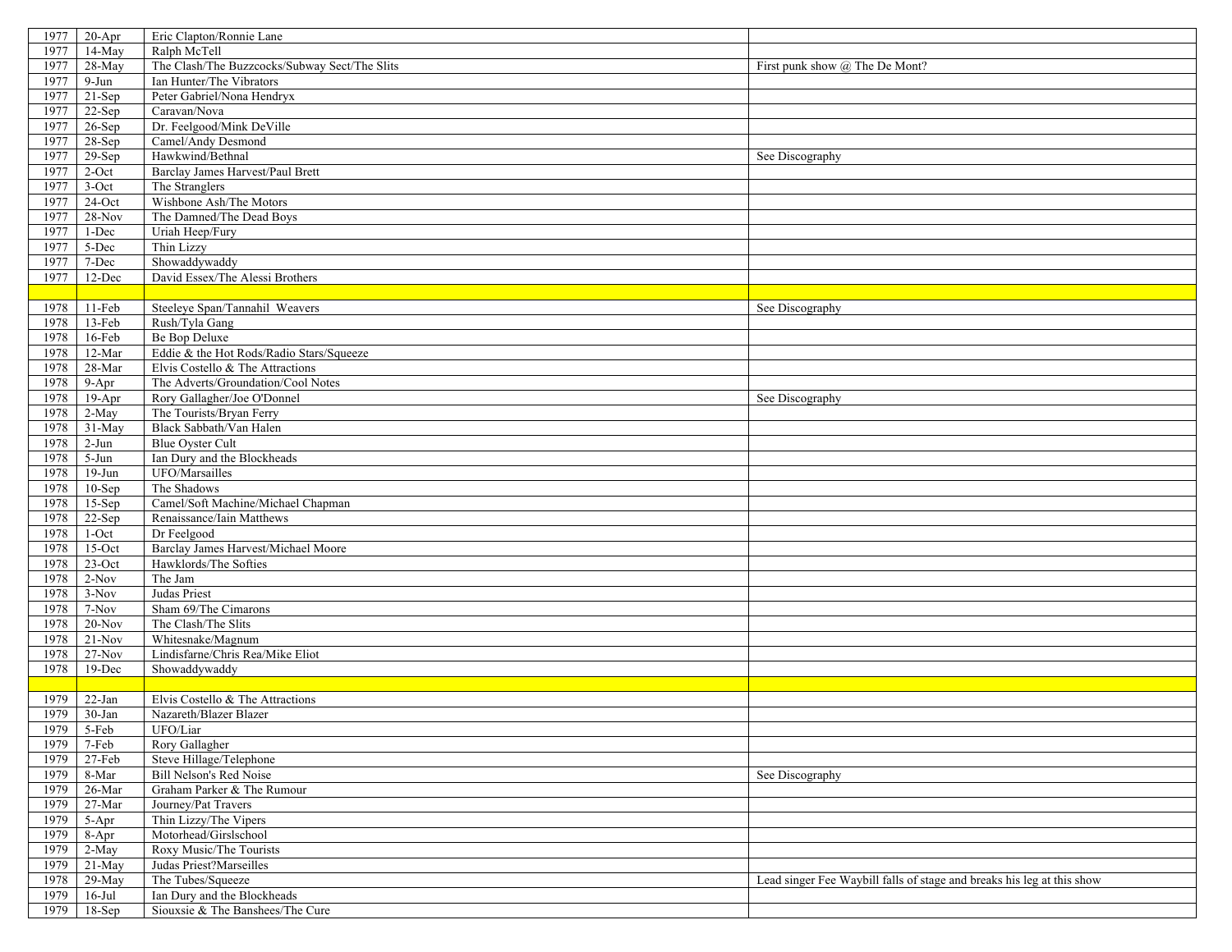| | | | |
|---|---|---|---|
| 1977 | 20-Apr | Eric Clapton/Ronnie Lane | |
| 1977 | 14-May | Ralph McTell | |
| 1977 | 28-May | The Clash/The Buzzcocks/Subway Sect/The Slits | First punk show @ The De Mont? |
| 1977 | 9-Jun | Ian Hunter/The Vibrators | |
| 1977 | 21-Sep | Peter Gabriel/Nona Hendryx | |
| 1977 | 22-Sep | Caravan/Nova | |
| 1977 | 26-Sep | Dr. Feelgood/Mink DeVille | |
| 1977 | 28-Sep | Camel/Andy Desmond | |
| 1977 | 29-Sep | Hawkwind/Bethnal | See Discography |
| 1977 | 2-Oct | Barclay James Harvest/Paul Brett | |
| 1977 | 3-Oct | The Stranglers | |
| 1977 | 24-Oct | Wishbone Ash/The Motors | |
| 1977 | 28-Nov | The Damned/The Dead Boys | |
| 1977 | 1-Dec | Uriah Heep/Fury | |
| 1977 | 5-Dec | Thin Lizzy | |
| 1977 | 7-Dec | Showaddywaddy | |
| 1977 | 12-Dec | David Essex/The Alessi Brothers | |
| | | | |
| 1978 | 11-Feb | Steeleye Span/Tannahil Weavers | See Discography |
| 1978 | 13-Feb | Rush/Tyla Gang | |
| 1978 | 16-Feb | Be Bop Deluxe | |
| 1978 | 12-Mar | Eddie & the Hot Rods/Radio Stars/Squeeze | |
| 1978 | 28-Mar | Elvis Costello & The Attractions | |
| 1978 | 9-Apr | The Adverts/Groundation/Cool Notes | |
| 1978 | 19-Apr | Rory Gallagher/Joe O'Donnel | See Discography |
| 1978 | 2-May | The Tourists/Bryan Ferry | |
| 1978 | 31-May | Black Sabbath/Van Halen | |
| 1978 | 2-Jun | Blue Oyster Cult | |
| 1978 | 5-Jun | Ian Dury and the Blockheads | |
| 1978 | 19-Jun | UFO/Marsailles | |
| 1978 | 10-Sep | The Shadows | |
| 1978 | 15-Sep | Camel/Soft Machine/Michael Chapman | |
| 1978 | 22-Sep | Renaissance/Iain Matthews | |
| 1978 | 1-Oct | Dr Feelgood | |
| 1978 | 15-Oct | Barclay James Harvest/Michael Moore | |
| 1978 | 23-Oct | Hawklords/The Softies | |
| 1978 | 2-Nov | The Jam | |
| 1978 | 3-Nov | Judas Priest | |
| 1978 | 7-Nov | Sham 69/The Cimarons | |
| 1978 | 20-Nov | The Clash/The Slits | |
| 1978 | 21-Nov | Whitesnake/Magnum | |
| 1978 | 27-Nov | Lindisfarne/Chris Rea/Mike Eliot | |
| 1978 | 19-Dec | Showaddywaddy | |
| | | | |
| 1979 | 22-Jan | Elvis Costello & The Attractions | |
| 1979 | 30-Jan | Nazareth/Blazer Blazer | |
| 1979 | 5-Feb | UFO/Liar | |
| 1979 | 7-Feb | Rory Gallagher | |
| 1979 | 27-Feb | Steve Hillage/Telephone | |
| 1979 | 8-Mar | Bill Nelson's Red Noise | See Discography |
| 1979 | 26-Mar | Graham Parker & The Rumour | |
| 1979 | 27-Mar | Journey/Pat Travers | |
| 1979 | 5-Apr | Thin Lizzy/The Vipers | |
| 1979 | 8-Apr | Motorhead/Girlslschool | |
| 1979 | 2-May | Roxy Music/The Tourists | |
| 1979 | 21-May | Judas Priest?Marseilles | |
| 1978 | 29-May | The Tubes/Squeeze | Lead singer Fee Waybill falls of stage and breaks his leg at this show |
| 1979 | 16-Jul | Ian Dury and the Blockheads | |
| 1979 | 18-Sep | Siouxsie & The Banshees/The Cure | |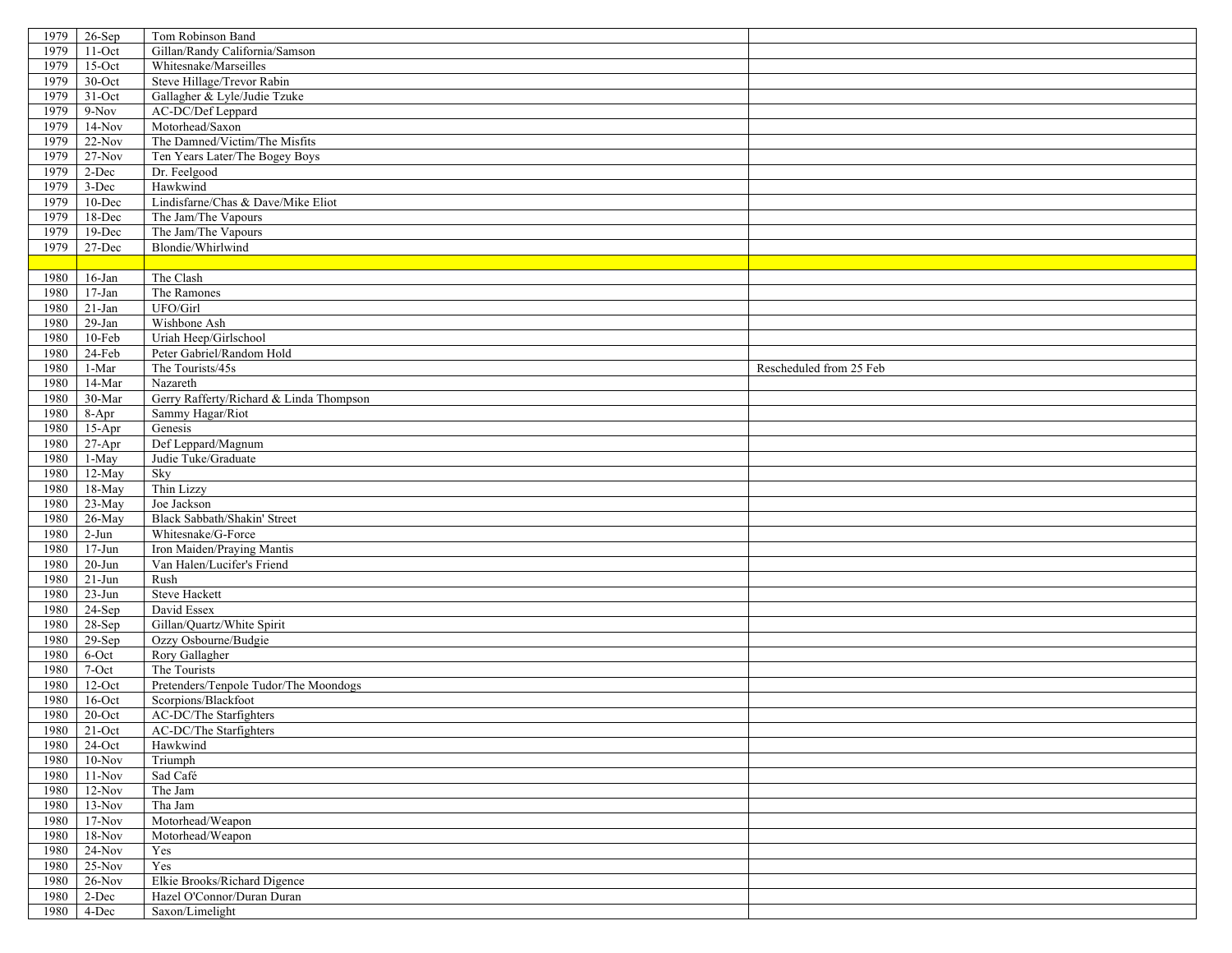| 1979 | 26-Sep | Tom Robinson Band | |
|---|---|---|---|
| 1979 | 11-Oct | Gillan/Randy California/Samson | |
| 1979 | 15-Oct | Whitesnake/Marseilles | |
| 1979 | 30-Oct | Steve Hillage/Trevor Rabin | |
| 1979 | 31-Oct | Gallagher & Lyle/Judie Tzuke | |
| 1979 | 9-Nov | AC-DC/Def Leppard | |
| 1979 | 14-Nov | Motorhead/Saxon | |
| 1979 | 22-Nov | The Damned/Victim/The Misfits | |
| 1979 | 27-Nov | Ten Years Later/The Bogey Boys | |
| 1979 | 2-Dec | Dr. Feelgood | |
| 1979 | 3-Dec | Hawkwind | |
| 1979 | 10-Dec | Lindisfarne/Chas & Dave/Mike Eliot | |
| 1979 | 18-Dec | The Jam/The Vapours | |
| 1979 | 19-Dec | The Jam/The Vapours | |
| 1979 | 27-Dec | Blondie/Whirlwind | |
| | | | |
| 1980 | 16-Jan | The Clash | |
| 1980 | 17-Jan | The Ramones | |
| 1980 | 21-Jan | UFO/Girl | |
| 1980 | 29-Jan | Wishbone Ash | |
| 1980 | 10-Feb | Uriah Heep/Girlschool | |
| 1980 | 24-Feb | Peter Gabriel/Random Hold | |
| 1980 | 1-Mar | The Tourists/45s | Rescheduled from 25 Feb |
| 1980 | 14-Mar | Nazareth | |
| 1980 | 30-Mar | Gerry Rafferty/Richard & Linda Thompson | |
| 1980 | 8-Apr | Sammy Hagar/Riot | |
| 1980 | 15-Apr | Genesis | |
| 1980 | 27-Apr | Def Leppard/Magnum | |
| 1980 | 1-May | Judie Tuke/Graduate | |
| 1980 | 12-May | Sky | |
| 1980 | 18-May | Thin Lizzy | |
| 1980 | 23-May | Joe Jackson | |
| 1980 | 26-May | Black Sabbath/Shakin' Street | |
| 1980 | 2-Jun | Whitesnake/G-Force | |
| 1980 | 17-Jun | Iron Maiden/Praying Mantis | |
| 1980 | 20-Jun | Van Halen/Lucifer's Friend | |
| 1980 | 21-Jun | Rush | |
| 1980 | 23-Jun | Steve Hackett | |
| 1980 | 24-Sep | David Essex | |
| 1980 | 28-Sep | Gillan/Quartz/White Spirit | |
| 1980 | 29-Sep | Ozzy Osbourne/Budgie | |
| 1980 | 6-Oct | Rory Gallagher | |
| 1980 | 7-Oct | The Tourists | |
| 1980 | 12-Oct | Pretenders/Tenpole Tudor/The Moondogs | |
| 1980 | 16-Oct | Scorpions/Blackfoot | |
| 1980 | 20-Oct | AC-DC/The Starfighters | |
| 1980 | 21-Oct | AC-DC/The Starfighters | |
| 1980 | 24-Oct | Hawkwind | |
| 1980 | 10-Nov | Triumph | |
| 1980 | 11-Nov | Sad Café | |
| 1980 | 12-Nov | The Jam | |
| 1980 | 13-Nov | Tha Jam | |
| 1980 | 17-Nov | Motorhead/Weapon | |
| 1980 | 18-Nov | Motorhead/Weapon | |
| 1980 | 24-Nov | Yes | |
| 1980 | 25-Nov | Yes | |
| 1980 | 26-Nov | Elkie Brooks/Richard Digence | |
| 1980 | 2-Dec | Hazel O'Connor/Duran Duran | |
| 1980 | 4-Dec | Saxon/Limelight | |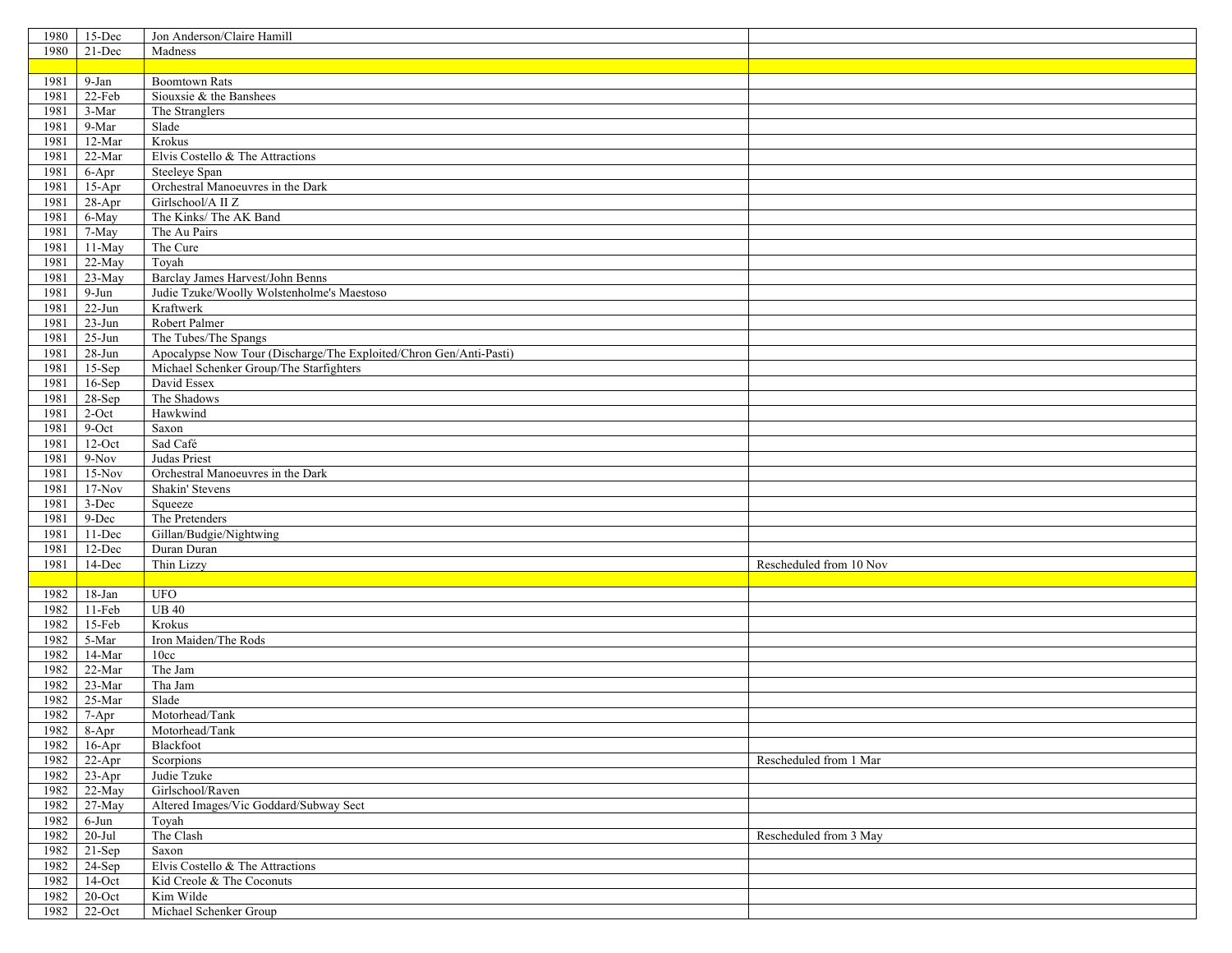| | | | |
|---|---|---|---|
| 1980 | 15-Dec | Jon Anderson/Claire Hamill | |
| 1980 | 21-Dec | Madness | |
| | | | |
| 1981 | 9-Jan | Boomtown Rats | |
| 1981 | 22-Feb | Siouxsie & the Banshees | |
| 1981 | 3-Mar | The Stranglers | |
| 1981 | 9-Mar | Slade | |
| 1981 | 12-Mar | Krokus | |
| 1981 | 22-Mar | Elvis Costello & The Attractions | |
| 1981 | 6-Apr | Steeleye Span | |
| 1981 | 15-Apr | Orchestral Manoeuvres in the Dark | |
| 1981 | 28-Apr | Girlschool/A II Z | |
| 1981 | 6-May | The Kinks/ The AK Band | |
| 1981 | 7-May | The Au Pairs | |
| 1981 | 11-May | The Cure | |
| 1981 | 22-May | Toyah | |
| 1981 | 23-May | Barclay James Harvest/John Benns | |
| 1981 | 9-Jun | Judie Tzuke/Woolly Wolstenholme's Maestoso | |
| 1981 | 22-Jun | Kraftwerk | |
| 1981 | 23-Jun | Robert Palmer | |
| 1981 | 25-Jun | The Tubes/The Spangs | |
| 1981 | 28-Jun | Apocalypse Now Tour (Discharge/The Exploited/Chron Gen/Anti-Pasti) | |
| 1981 | 15-Sep | Michael Schenker Group/The Starfighters | |
| 1981 | 16-Sep | David Essex | |
| 1981 | 28-Sep | The Shadows | |
| 1981 | 2-Oct | Hawkwind | |
| 1981 | 9-Oct | Saxon | |
| 1981 | 12-Oct | Sad Café | |
| 1981 | 9-Nov | Judas Priest | |
| 1981 | 15-Nov | Orchestral Manoeuvres in the Dark | |
| 1981 | 17-Nov | Shakin' Stevens | |
| 1981 | 3-Dec | Squeeze | |
| 1981 | 9-Dec | The Pretenders | |
| 1981 | 11-Dec | Gillan/Budgie/Nightwing | |
| 1981 | 12-Dec | Duran Duran | |
| 1981 | 14-Dec | Thin Lizzy | Rescheduled from 10 Nov |
| | | | |
| 1982 | 18-Jan | UFO | |
| 1982 | 11-Feb | UB 40 | |
| 1982 | 15-Feb | Krokus | |
| 1982 | 5-Mar | Iron Maiden/The Rods | |
| 1982 | 14-Mar | 10cc | |
| 1982 | 22-Mar | The Jam | |
| 1982 | 23-Mar | Tha Jam | |
| 1982 | 25-Mar | Slade | |
| 1982 | 7-Apr | Motorhead/Tank | |
| 1982 | 8-Apr | Motorhead/Tank | |
| 1982 | 16-Apr | Blackfoot | |
| 1982 | 22-Apr | Scorpions | Rescheduled from 1 Mar |
| 1982 | 23-Apr | Judie Tzuke | |
| 1982 | 22-May | Girlschool/Raven | |
| 1982 | 27-May | Altered Images/Vic Goddard/Subway Sect | |
| 1982 | 6-Jun | Toyah | |
| 1982 | 20-Jul | The Clash | Rescheduled from 3 May |
| 1982 | 21-Sep | Saxon | |
| 1982 | 24-Sep | Elvis Costello & The Attractions | |
| 1982 | 14-Oct | Kid Creole & The Coconuts | |
| 1982 | 20-Oct | Kim Wilde | |
| 1982 | 22-Oct | Michael Schenker Group | |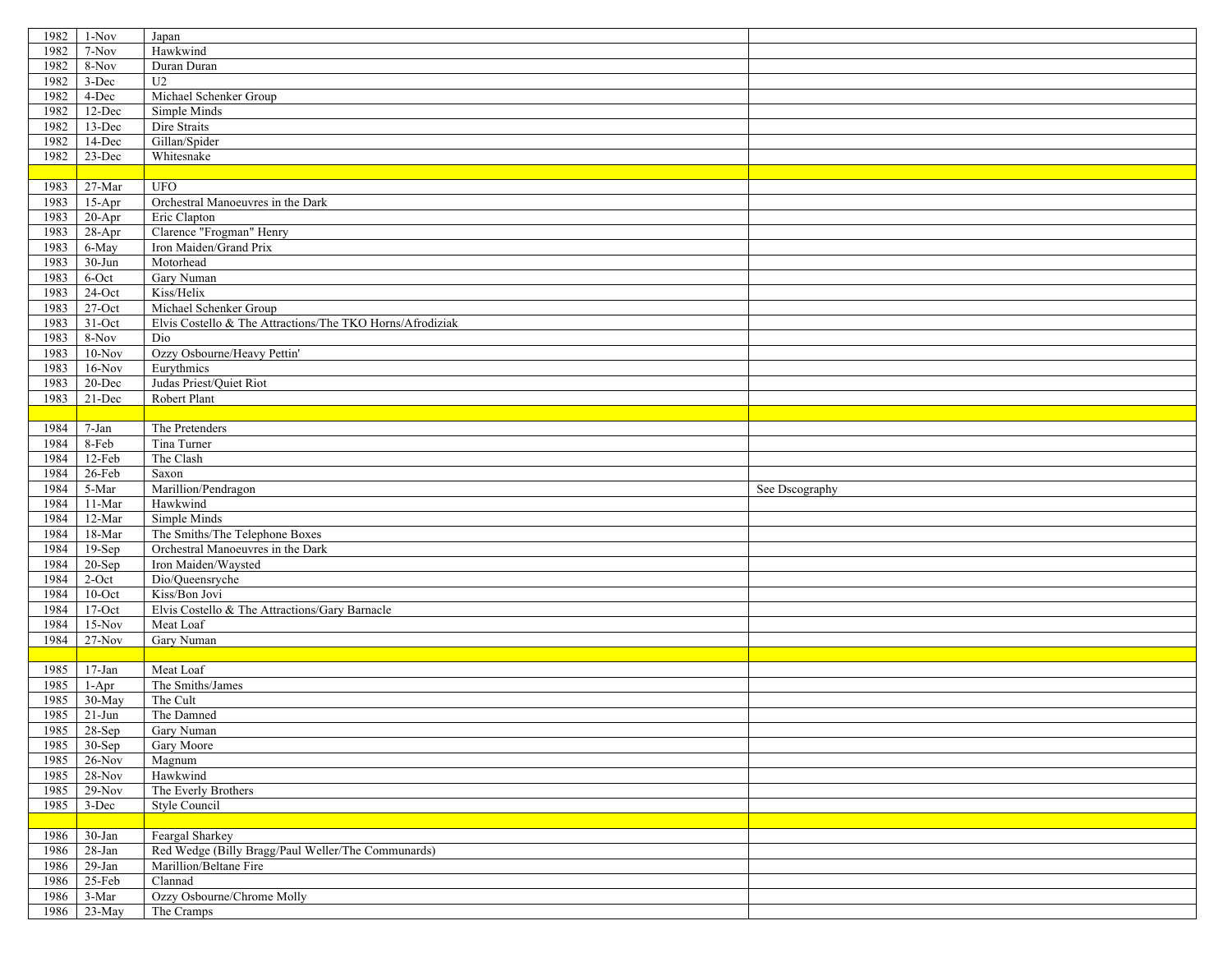| | | | |
|---|---|---|---|
| 1982 | 1-Nov | Japan | |
| 1982 | 7-Nov | Hawkwind | |
| 1982 | 8-Nov | Duran Duran | |
| 1982 | 3-Dec | U2 | |
| 1982 | 4-Dec | Michael Schenker Group | |
| 1982 | 12-Dec | Simple Minds | |
| 1982 | 13-Dec | Dire Straits | |
| 1982 | 14-Dec | Gillan/Spider | |
| 1982 | 23-Dec | Whitesnake | |
| | | | |
| 1983 | 27-Mar | UFO | |
| 1983 | 15-Apr | Orchestral Manoeuvres in the Dark | |
| 1983 | 20-Apr | Eric Clapton | |
| 1983 | 28-Apr | Clarence "Frogman" Henry | |
| 1983 | 6-May | Iron Maiden/Grand Prix | |
| 1983 | 30-Jun | Motorhead | |
| 1983 | 6-Oct | Gary Numan | |
| 1983 | 24-Oct | Kiss/Helix | |
| 1983 | 27-Oct | Michael Schenker Group | |
| 1983 | 31-Oct | Elvis Costello & The Attractions/The TKO Horns/Afrodiziak | |
| 1983 | 8-Nov | Dio | |
| 1983 | 10-Nov | Ozzy Osbourne/Heavy Pettin' | |
| 1983 | 16-Nov | Eurythmics | |
| 1983 | 20-Dec | Judas Priest/Quiet Riot | |
| 1983 | 21-Dec | Robert Plant | |
| | | | |
| 1984 | 7-Jan | The Pretenders | |
| 1984 | 8-Feb | Tina Turner | |
| 1984 | 12-Feb | The Clash | |
| 1984 | 26-Feb | Saxon | |
| 1984 | 5-Mar | Marillion/Pendragon | See Dscography |
| 1984 | 11-Mar | Hawkwind | |
| 1984 | 12-Mar | Simple Minds | |
| 1984 | 18-Mar | The Smiths/The Telephone Boxes | |
| 1984 | 19-Sep | Orchestral Manoeuvres in the Dark | |
| 1984 | 20-Sep | Iron Maiden/Waysted | |
| 1984 | 2-Oct | Dio/Queensryche | |
| 1984 | 10-Oct | Kiss/Bon Jovi | |
| 1984 | 17-Oct | Elvis Costello & The Attractions/Gary Barnacle | |
| 1984 | 15-Nov | Meat Loaf | |
| 1984 | 27-Nov | Gary Numan | |
| | | | |
| 1985 | 17-Jan | Meat Loaf | |
| 1985 | 1-Apr | The Smiths/James | |
| 1985 | 30-May | The Cult | |
| 1985 | 21-Jun | The Damned | |
| 1985 | 28-Sep | Gary Numan | |
| 1985 | 30-Sep | Gary Moore | |
| 1985 | 26-Nov | Magnum | |
| 1985 | 28-Nov | Hawkwind | |
| 1985 | 29-Nov | The Everly Brothers | |
| 1985 | 3-Dec | Style Council | |
| | | | |
| 1986 | 30-Jan | Feargal Sharkey | |
| 1986 | 28-Jan | Red Wedge (Billy Bragg/Paul Weller/The Communards) | |
| 1986 | 29-Jan | Marillion/Beltane Fire | |
| 1986 | 25-Feb | Clannad | |
| 1986 | 3-Mar | Ozzy Osbourne/Chrome Molly | |
| 1986 | 23-May | The Cramps | |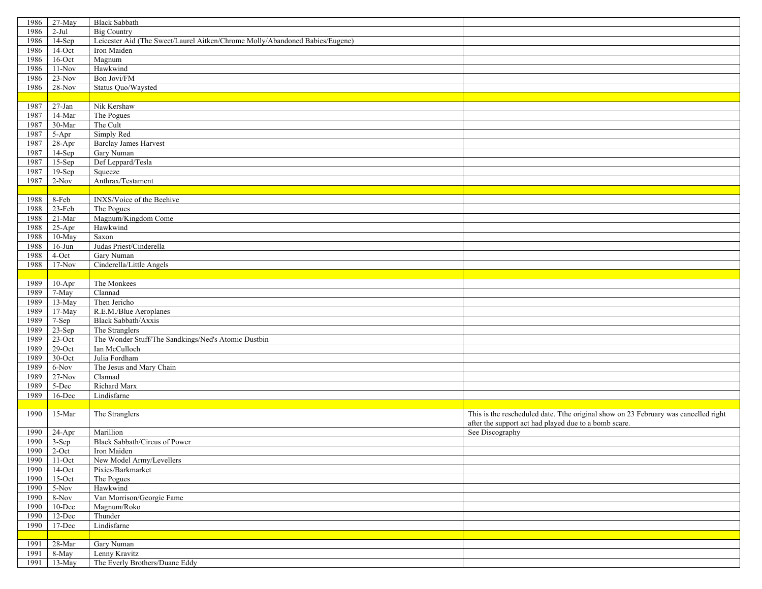| | | | |
|---|---|---|---|
| 1986 | 27-May | Black Sabbath | |
| 1986 | 2-Jul | Big Country | |
| 1986 | 14-Sep | Leicester Aid (The Sweet/Laurel Aitken/Chrome Molly/Abandoned Babies/Eugene) | |
| 1986 | 14-Oct | Iron Maiden | |
| 1986 | 16-Oct | Magnum | |
| 1986 | 11-Nov | Hawkwind | |
| 1986 | 23-Nov | Bon Jovi/FM | |
| 1986 | 28-Nov | Status Quo/Waysted | |
| | | | |
| 1987 | 27-Jan | Nik Kershaw | |
| 1987 | 14-Mar | The Pogues | |
| 1987 | 30-Mar | The Cult | |
| 1987 | 5-Apr | Simply Red | |
| 1987 | 28-Apr | Barclay James Harvest | |
| 1987 | 14-Sep | Gary Numan | |
| 1987 | 15-Sep | Def Leppard/Tesla | |
| 1987 | 19-Sep | Squeeze | |
| 1987 | 2-Nov | Anthrax/Testament | |
| | | | |
| 1988 | 8-Feb | INXS/Voice of the Beehive | |
| 1988 | 23-Feb | The Pogues | |
| 1988 | 21-Mar | Magnum/Kingdom Come | |
| 1988 | 25-Apr | Hawkwind | |
| 1988 | 10-May | Saxon | |
| 1988 | 16-Jun | Judas Priest/Cinderella | |
| 1988 | 4-Oct | Gary Numan | |
| 1988 | 17-Nov | Cinderella/Little Angels | |
| | | | |
| 1989 | 10-Apr | The Monkees | |
| 1989 | 7-May | Clannad | |
| 1989 | 13-May | Then Jericho | |
| 1989 | 17-May | R.E.M./Blue Aeroplanes | |
| 1989 | 7-Sep | Black Sabbath/Axxis | |
| 1989 | 23-Sep | The Stranglers | |
| 1989 | 23-Oct | The Wonder Stuff/The Sandkings/Ned's Atomic Dustbin | |
| 1989 | 29-Oct | Ian McCulloch | |
| 1989 | 30-Oct | Julia Fordham | |
| 1989 | 6-Nov | The Jesus and Mary Chain | |
| 1989 | 27-Nov | Clannad | |
| 1989 | 5-Dec | Richard Marx | |
| 1989 | 16-Dec | Lindisfarne | |
| | | | |
| 1990 | 15-Mar | The Stranglers | This is the rescheduled date. Tthe original show on 23 February was cancelled right after the support act had played due to a bomb scare. |
| 1990 | 24-Apr | Marillion | See Discography |
| 1990 | 3-Sep | Black Sabbath/Circus of Power | |
| 1990 | 2-Oct | Iron Maiden | |
| 1990 | 11-Oct | New Model Army/Levellers | |
| 1990 | 14-Oct | Pixies/Barkmarket | |
| 1990 | 15-Oct | The Pogues | |
| 1990 | 5-Nov | Hawkwind | |
| 1990 | 8-Nov | Van Morrison/Georgie Fame | |
| 1990 | 10-Dec | Magnum/Roko | |
| 1990 | 12-Dec | Thunder | |
| 1990 | 17-Dec | Lindisfarne | |
| | | | |
| 1991 | 28-Mar | Gary Numan | |
| 1991 | 8-May | Lenny Kravitz | |
| 1991 | 13-May | The Everly Brothers/Duane Eddy | |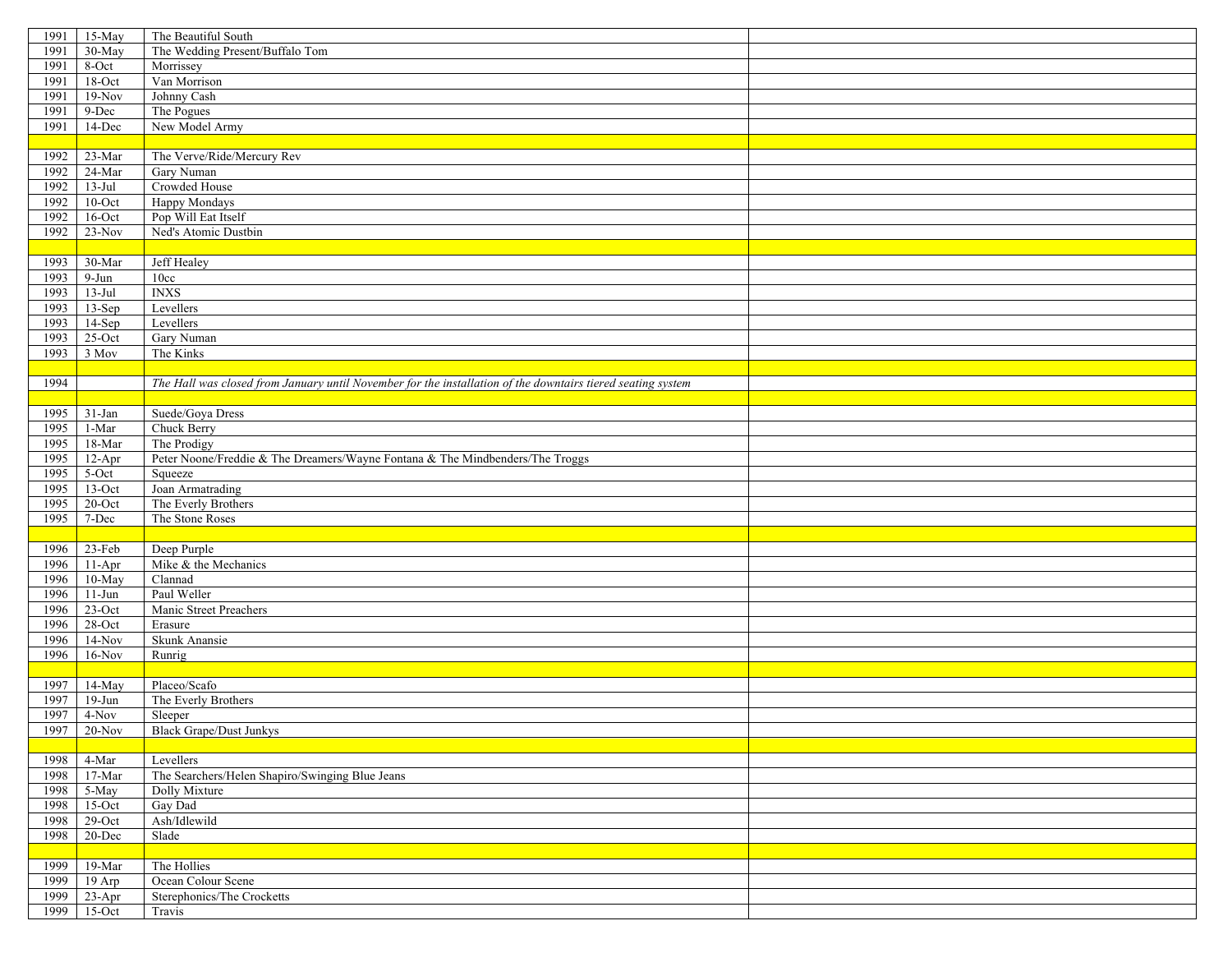| | | | |
|---|---|---|---|
| 1991 | 15-May | The Beautiful South | |
| 1991 | 30-May | The Wedding Present/Buffalo Tom | |
| 1991 | 8-Oct | Morrissey | |
| 1991 | 18-Oct | Van Morrison | |
| 1991 | 19-Nov | Johnny Cash | |
| 1991 | 9-Dec | The Pogues | |
| 1991 | 14-Dec | New Model Army | |
| | | | |
| 1992 | 23-Mar | The Verve/Ride/Mercury Rev | |
| 1992 | 24-Mar | Gary Numan | |
| 1992 | 13-Jul | Crowded House | |
| 1992 | 10-Oct | Happy Mondays | |
| 1992 | 16-Oct | Pop Will Eat Itself | |
| 1992 | 23-Nov | Ned's Atomic Dustbin | |
| | | | |
| 1993 | 30-Mar | Jeff Healey | |
| 1993 | 9-Jun | 10cc | |
| 1993 | 13-Jul | INXS | |
| 1993 | 13-Sep | Levellers | |
| 1993 | 14-Sep | Levellers | |
| 1993 | 25-Oct | Gary Numan | |
| 1993 | 3 Mov | The Kinks | |
| | | | |
| 1994 | | *The Hall was closed from January until November for the installation of the downtairs tiered seating system* | |
| | | | |
| 1995 | 31-Jan | Suede/Goya Dress | |
| 1995 | 1-Mar | Chuck Berry | |
| 1995 | 18-Mar | The Prodigy | |
| 1995 | 12-Apr | Peter Noone/Freddie & The Dreamers/Wayne Fontana & The Mindbenders/The Troggs | |
| 1995 | 5-Oct | Squeeze | |
| 1995 | 13-Oct | Joan Armatrading | |
| 1995 | 20-Oct | The Everly Brothers | |
| 1995 | 7-Dec | The Stone Roses | |
| | | | |
| 1996 | 23-Feb | Deep Purple | |
| 1996 | 11-Apr | Mike & the Mechanics | |
| 1996 | 10-May | Clannad | |
| 1996 | 11-Jun | Paul Weller | |
| 1996 | 23-Oct | Manic Street Preachers | |
| 1996 | 28-Oct | Erasure | |
| 1996 | 14-Nov | Skunk Anansie | |
| 1996 | 16-Nov | Runrig | |
| | | | |
| 1997 | 14-May | Placeo/Scafo | |
| 1997 | 19-Jun | The Everly Brothers | |
| 1997 | 4-Nov | Sleeper | |
| 1997 | 20-Nov | Black Grape/Dust Junkys | |
| | | | |
| 1998 | 4-Mar | Levellers | |
| 1998 | 17-Mar | The Searchers/Helen Shapiro/Swinging Blue Jeans | |
| 1998 | 5-May | Dolly Mixture | |
| 1998 | 15-Oct | Gay Dad | |
| 1998 | 29-Oct | Ash/Idlewild | |
| 1998 | 20-Dec | Slade | |
| | | | |
| 1999 | 19-Mar | The Hollies | |
| 1999 | 19 Arp | Ocean Colour Scene | |
| 1999 | 23-Apr | Sterephonics/The Crocketts | |
| 1999 | 15-Oct | Travis | |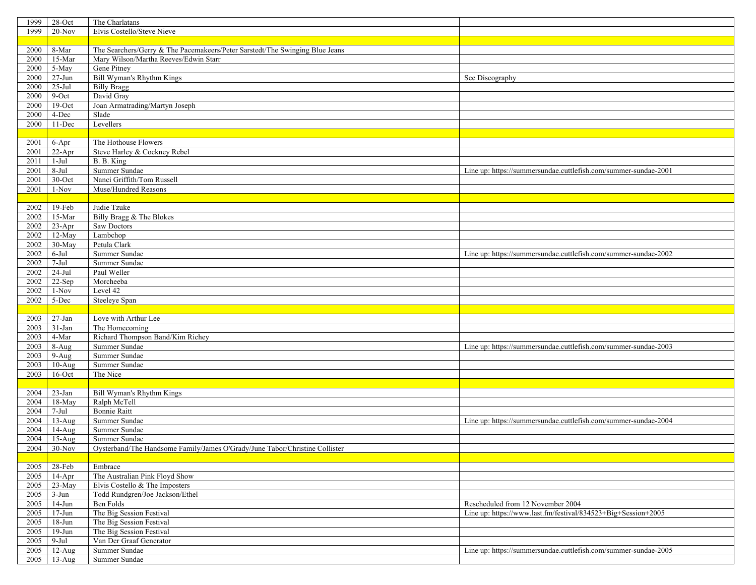| | | | |
|---|---|---|---|
| 1999 | 28-Oct | The Charlatans | |
| 1999 | 20-Nov | Elvis Costello/Steve Nieve | |
| | | | |
| 2000 | 8-Mar | The Searchers/Gerry & The Pacemakeers/Peter Sarstedt/The Swinging Blue Jeans | |
| 2000 | 15-Mar | Mary Wilson/Martha Reeves/Edwin Starr | |
| 2000 | 5-May | Gene Pitney | |
| 2000 | 27-Jun | Bill Wyman's Rhythm Kings | See Discography |
| 2000 | 25-Jul | Billy Bragg | |
| 2000 | 9-Oct | David Gray | |
| 2000 | 19-Oct | Joan Armatrading/Martyn Joseph | |
| 2000 | 4-Dec | Slade | |
| 2000 | 11-Dec | Levellers | |
| | | | |
| 2001 | 6-Apr | The Hothouse Flowers | |
| 2001 | 22-Apr | Steve Harley & Cockney Rebel | |
| 2011 | 1-Jul | B. B. King | |
| 2001 | 8-Jul | Summer Sundae | Line up: https://summersundae.cuttlefish.com/summer-sundae-2001 |
| 2001 | 30-Oct | Nanci Griffith/Tom Russell | |
| 2001 | 1-Nov | Muse/Hundred Reasons | |
| | | | |
| 2002 | 19-Feb | Judie Tzuke | |
| 2002 | 15-Mar | Billy Bragg & The Blokes | |
| 2002 | 23-Apr | Saw Doctors | |
| 2002 | 12-May | Lambchop | |
| 2002 | 30-May | Petula Clark | |
| 2002 | 6-Jul | Summer Sundae | Line up: https://summersundae.cuttlefish.com/summer-sundae-2002 |
| 2002 | 7-Jul | Summer Sundae | |
| 2002 | 24-Jul | Paul Weller | |
| 2002 | 22-Sep | Morcheeba | |
| 2002 | 1-Nov | Level 42 | |
| 2002 | 5-Dec | Steeleye Span | |
| | | | |
| 2003 | 27-Jan | Love with Arthur Lee | |
| 2003 | 31-Jan | The Homecoming | |
| 2003 | 4-Mar | Richard Thompson Band/Kim Richey | |
| 2003 | 8-Aug | Summer Sundae | Line up: https://summersundae.cuttlefish.com/summer-sundae-2003 |
| 2003 | 9-Aug | Summer Sundae | |
| 2003 | 10-Aug | Summer Sundae | |
| 2003 | 16-Oct | The Nice | |
| | | | |
| 2004 | 23-Jan | Bill Wyman's Rhythm Kings | |
| 2004 | 18-May | Ralph McTell | |
| 2004 | 7-Jul | Bonnie Raitt | |
| 2004 | 13-Aug | Summer Sundae | Line up: https://summersundae.cuttlefish.com/summer-sundae-2004 |
| 2004 | 14-Aug | Summer Sundae | |
| 2004 | 15-Aug | Summer Sundae | |
| 2004 | 30-Nov | Oysterband/The Handsome Family/James O'Grady/June Tabor/Christine Collister | |
| | | | |
| 2005 | 28-Feb | Embrace | |
| 2005 | 14-Apr | The Australian Pink Floyd Show | |
| 2005 | 23-May | Elvis Costello & The Imposters | |
| 2005 | 3-Jun | Todd Rundgren/Joe Jackson/Ethel | |
| 2005 | 14-Jun | Ben Folds | Rescheduled from 12 November 2004 |
| 2005 | 17-Jun | The Big Session Festival | Line up: https://www.last.fm/festival/834523+Big+Session+2005 |
| 2005 | 18-Jun | The Big Session Festival | |
| 2005 | 19-Jun | The Big Session Festival | |
| 2005 | 9-Jul | Van Der Graaf Generator | |
| 2005 | 12-Aug | Summer Sundae | Line up: https://summersundae.cuttlefish.com/summer-sundae-2005 |
| 2005 | 13-Aug | Summer Sundae | |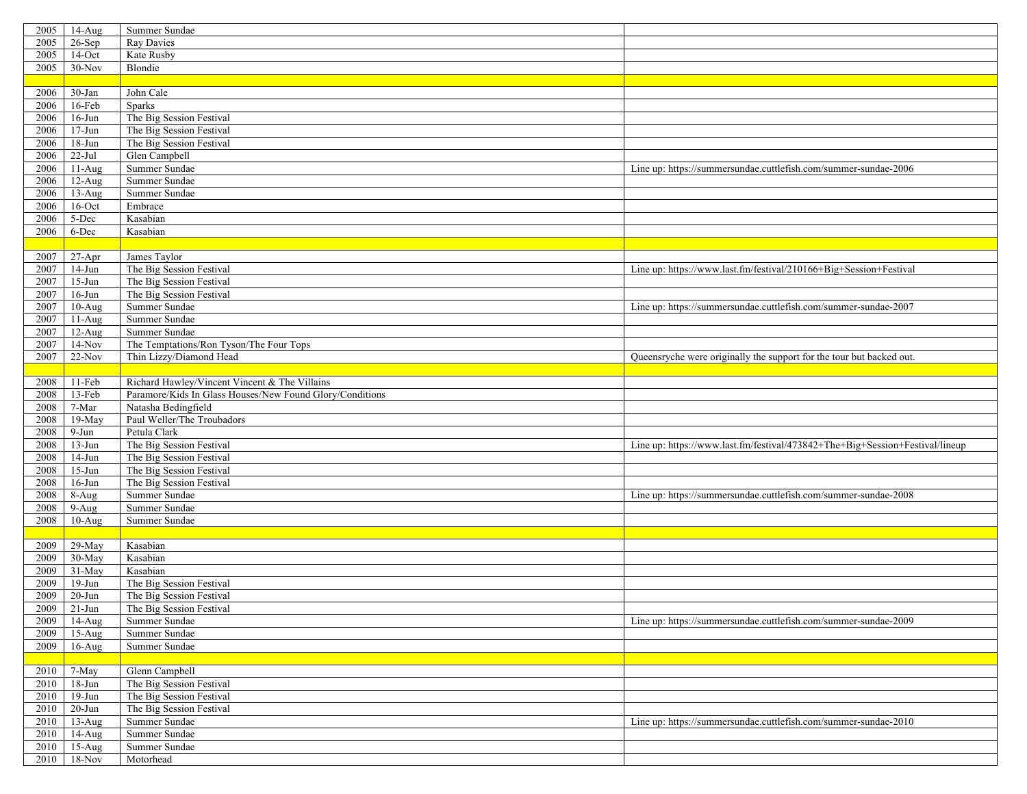| | | | |
|---|---|---|---|
| 2005 | 14-Aug | Summer Sundae | |
| 2005 | 26-Sep | Ray Davies | |
| 2005 | 14-Oct | Kate Rusby | |
| 2005 | 30-Nov | Blondie | |
| | | | |
| 2006 | 30-Jan | John Cale | |
| 2006 | 16-Feb | Sparks | |
| 2006 | 16-Jun | The Big Session Festival | |
| 2006 | 17-Jun | The Big Session Festival | |
| 2006 | 18-Jun | The Big Session Festival | |
| 2006 | 22-Jul | Glen Campbell | |
| 2006 | 11-Aug | Summer Sundae | Line up: https://summersundae.cuttlefish.com/summer-sundae-2006 |
| 2006 | 12-Aug | Summer Sundae | |
| 2006 | 13-Aug | Summer Sundae | |
| 2006 | 16-Oct | Embrace | |
| 2006 | 5-Dec | Kasabian | |
| 2006 | 6-Dec | Kasabian | |
| | | | |
| 2007 | 27-Apr | James Taylor | |
| 2007 | 14-Jun | The Big Session Festival | Line up: https://www.last.fm/festival/210166+Big+Session+Festival |
| 2007 | 15-Jun | The Big Session Festival | |
| 2007 | 16-Jun | The Big Session Festival | |
| 2007 | 10-Aug | Summer Sundae | Line up: https://summersundae.cuttlefish.com/summer-sundae-2007 |
| 2007 | 11-Aug | Summer Sundae | |
| 2007 | 12-Aug | Summer Sundae | |
| 2007 | 14-Nov | The Temptations/Ron Tyson/The Four Tops | |
| 2007 | 22-Nov | Thin Lizzy/Diamond Head | Queensryche were originally the support for the tour but backed out. |
| | | | |
| 2008 | 11-Feb | Richard Hawley/Vincent Vincent & The Villains | |
| 2008 | 13-Feb | Paramore/Kids In Glass Houses/New Found Glory/Conditions | |
| 2008 | 7-Mar | Natasha Bedingfield | |
| 2008 | 19-May | Paul Weller/The Troubadors | |
| 2008 | 9-Jun | Petula Clark | |
| 2008 | 13-Jun | The Big Session Festival | Line up: https://www.last.fm/festival/473842+The+Big+Session+Festival/lineup |
| 2008 | 14-Jun | The Big Session Festival | |
| 2008 | 15-Jun | The Big Session Festival | |
| 2008 | 16-Jun | The Big Session Festival | |
| 2008 | 8-Aug | Summer Sundae | Line up: https://summersundae.cuttlefish.com/summer-sundae-2008 |
| 2008 | 9-Aug | Summer Sundae | |
| 2008 | 10-Aug | Summer Sundae | |
| | | | |
| 2009 | 29-May | Kasabian | |
| 2009 | 30-May | Kasabian | |
| 2009 | 31-May | Kasabian | |
| 2009 | 19-Jun | The Big Session Festival | |
| 2009 | 20-Jun | The Big Session Festival | |
| 2009 | 21-Jun | The Big Session Festival | |
| 2009 | 14-Aug | Summer Sundae | Line up: https://summersundae.cuttlefish.com/summer-sundae-2009 |
| 2009 | 15-Aug | Summer Sundae | |
| 2009 | 16-Aug | Summer Sundae | |
| | | | |
| 2010 | 7-May | Glenn Campbell | |
| 2010 | 18-Jun | The Big Session Festival | |
| 2010 | 19-Jun | The Big Session Festival | |
| 2010 | 20-Jun | The Big Session Festival | |
| 2010 | 13-Aug | Summer Sundae | Line up: https://summersundae.cuttlefish.com/summer-sundae-2010 |
| 2010 | 14-Aug | Summer Sundae | |
| 2010 | 15-Aug | Summer Sundae | |
| 2010 | 18-Nov | Motorhead | |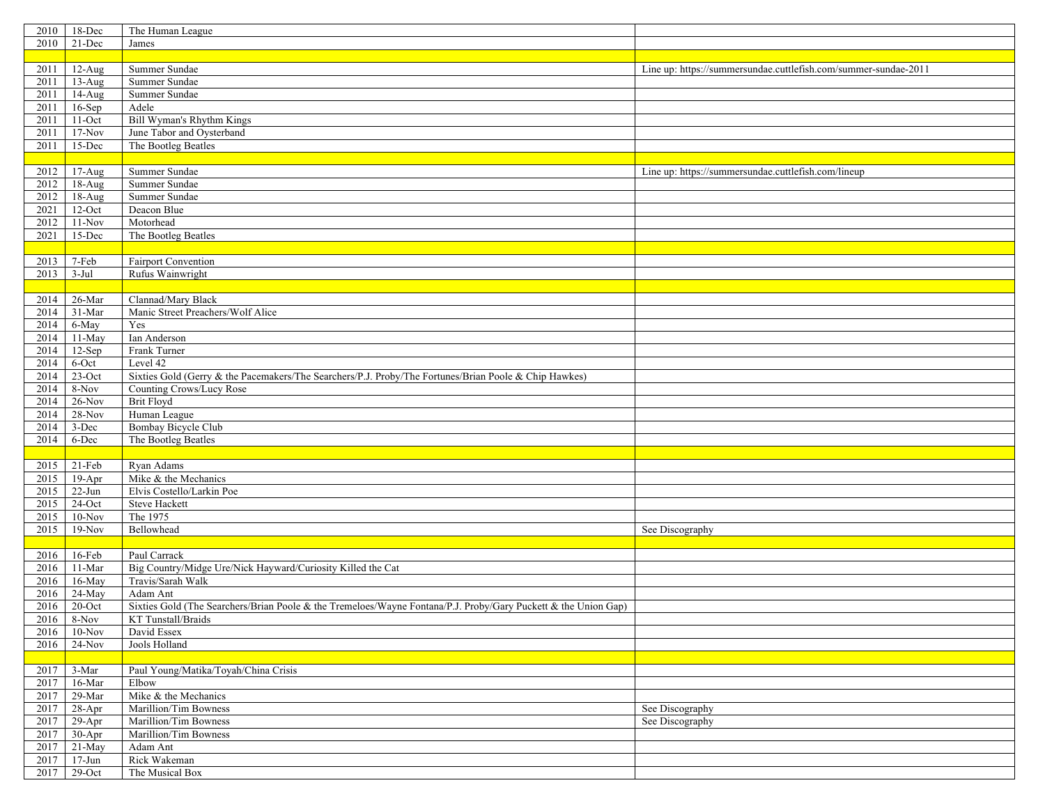| | | | |
|---|---|---|---|
| 2010 | 18-Dec | The Human League | |
| 2010 | 21-Dec | James | |
| | | | |
| 2011 | 12-Aug | Summer Sundae | Line up: https://summersundae.cuttlefish.com/summer-sundae-2011 |
| 2011 | 13-Aug | Summer Sundae | |
| 2011 | 14-Aug | Summer Sundae | |
| 2011 | 16-Sep | Adele | |
| 2011 | 11-Oct | Bill Wyman's Rhythm Kings | |
| 2011 | 17-Nov | June Tabor and Oysterband | |
| 2011 | 15-Dec | The Bootleg Beatles | |
| | | | |
| 2012 | 17-Aug | Summer Sundae | Line up: https://summersundae.cuttlefish.com/lineup |
| 2012 | 18-Aug | Summer Sundae | |
| 2012 | 18-Aug | Summer Sundae | |
| 2021 | 12-Oct | Deacon Blue | |
| 2012 | 11-Nov | Motorhead | |
| 2021 | 15-Dec | The Bootleg Beatles | |
| | | | |
| 2013 | 7-Feb | Fairport Convention | |
| 2013 | 3-Jul | Rufus Wainwright | |
| | | | |
| 2014 | 26-Mar | Clannad/Mary Black | |
| 2014 | 31-Mar | Manic Street Preachers/Wolf Alice | |
| 2014 | 6-May | Yes | |
| 2014 | 11-May | Ian Anderson | |
| 2014 | 12-Sep | Frank Turner | |
| 2014 | 6-Oct | Level 42 | |
| 2014 | 23-Oct | Sixties Gold (Gerry & the Pacemakers/The Searchers/P.J. Proby/The Fortunes/Brian Poole & Chip Hawkes) | |
| 2014 | 8-Nov | Counting Crows/Lucy Rose | |
| 2014 | 26-Nov | Brit Floyd | |
| 2014 | 28-Nov | Human League | |
| 2014 | 3-Dec | Bombay Bicycle Club | |
| 2014 | 6-Dec | The Bootleg Beatles | |
| | | | |
| 2015 | 21-Feb | Ryan Adams | |
| 2015 | 19-Apr | Mike & the Mechanics | |
| 2015 | 22-Jun | Elvis Costello/Larkin Poe | |
| 2015 | 24-Oct | Steve Hackett | |
| 2015 | 10-Nov | The 1975 | |
| 2015 | 19-Nov | Bellowhead | See Discography |
| | | | |
| 2016 | 16-Feb | Paul Carrack | |
| 2016 | 11-Mar | Big Country/Midge Ure/Nick Hayward/Curiosity Killed the Cat | |
| 2016 | 16-May | Travis/Sarah Walk | |
| 2016 | 24-May | Adam Ant | |
| 2016 | 20-Oct | Sixties Gold (The Searchers/Brian Poole & the Tremeloes/Wayne Fontana/P.J. Proby/Gary Puckett & the Union Gap) | |
| 2016 | 8-Nov | KT Tunstall/Braids | |
| 2016 | 10-Nov | David Essex | |
| 2016 | 24-Nov | Jools Holland | |
| | | | |
| 2017 | 3-Mar | Paul Young/Matika/Toyah/China Crisis | |
| 2017 | 16-Mar | Elbow | |
| 2017 | 29-Mar | Mike & the Mechanics | |
| 2017 | 28-Apr | Marillion/Tim Bowness | See Discography |
| 2017 | 29-Apr | Marillion/Tim Bowness | See Discography |
| 2017 | 30-Apr | Marillion/Tim Bowness | |
| 2017 | 21-May | Adam Ant | |
| 2017 | 17-Jun | Rick Wakeman | |
| 2017 | 29-Oct | The Musical Box | |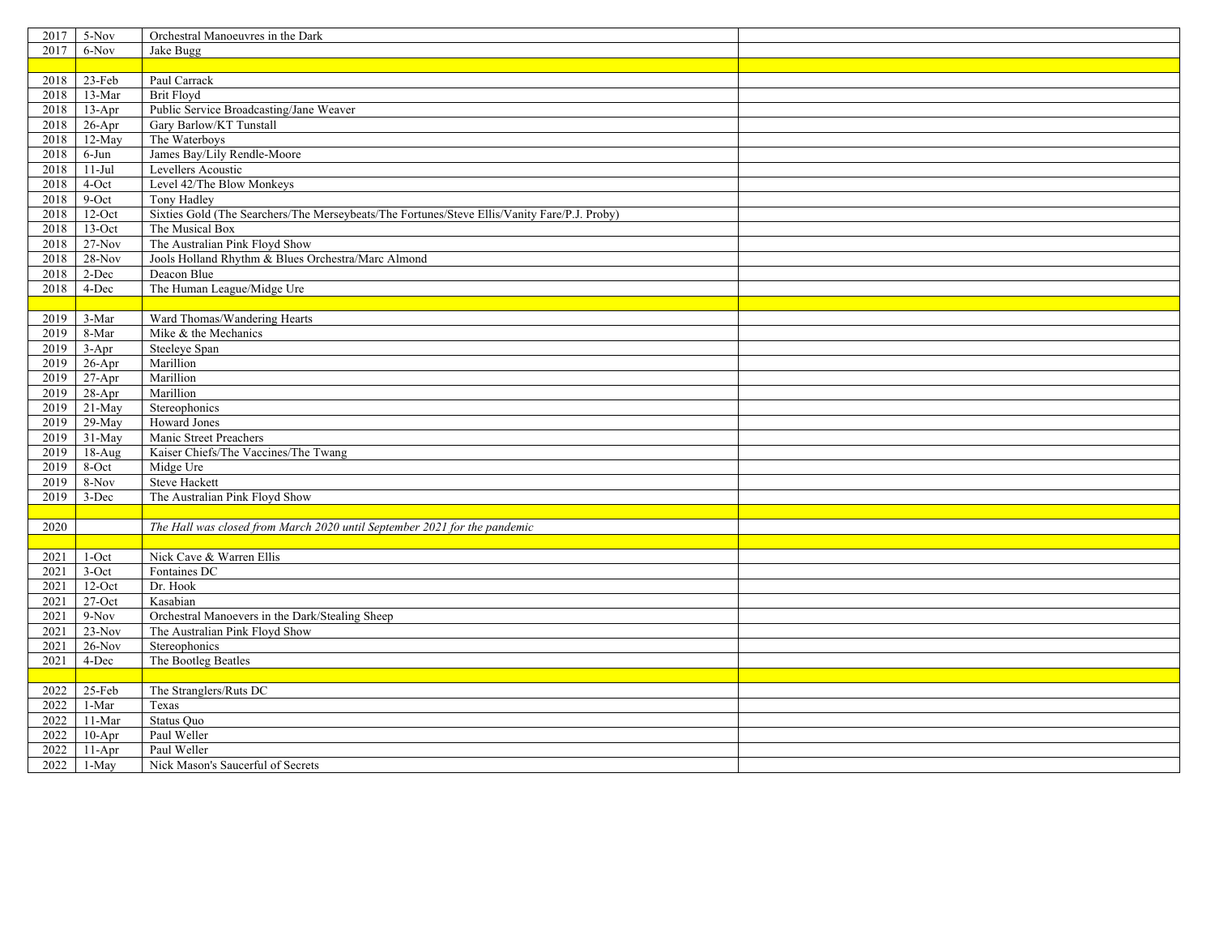| | | | |
|---|---|---|---|
| 2017 | 5-Nov | Orchestral Manoeuvres in the Dark | |
| 2017 | 6-Nov | Jake Bugg | |
| | | | |
| 2018 | 23-Feb | Paul Carrack | |
| 2018 | 13-Mar | Brit Floyd | |
| 2018 | 13-Apr | Public Service Broadcasting/Jane Weaver | |
| 2018 | 26-Apr | Gary Barlow/KT Tunstall | |
| 2018 | 12-May | The Waterboys | |
| 2018 | 6-Jun | James Bay/Lily Rendle-Moore | |
| 2018 | 11-Jul | Levellers Acoustic | |
| 2018 | 4-Oct | Level 42/The Blow Monkeys | |
| 2018 | 9-Oct | Tony Hadley | |
| 2018 | 12-Oct | Sixties Gold (The Searchers/The Merseybeats/The Fortunes/Steve Ellis/Vanity Fare/P.J. Proby) | |
| 2018 | 13-Oct | The Musical Box | |
| 2018 | 27-Nov | The Australian Pink Floyd Show | |
| 2018 | 28-Nov | Jools Holland Rhythm & Blues Orchestra/Marc Almond | |
| 2018 | 2-Dec | Deacon Blue | |
| 2018 | 4-Dec | The Human League/Midge Ure | |
| | | | |
| 2019 | 3-Mar | Ward Thomas/Wandering Hearts | |
| 2019 | 8-Mar | Mike & the Mechanics | |
| 2019 | 3-Apr | Steeleye Span | |
| 2019 | 26-Apr | Marillion | |
| 2019 | 27-Apr | Marillion | |
| 2019 | 28-Apr | Marillion | |
| 2019 | 21-May | Stereophonics | |
| 2019 | 29-May | Howard Jones | |
| 2019 | 31-May | Manic Street Preachers | |
| 2019 | 18-Aug | Kaiser Chiefs/The Vaccines/The Twang | |
| 2019 | 8-Oct | Midge Ure | |
| 2019 | 8-Nov | Steve Hackett | |
| 2019 | 3-Dec | The Australian Pink Floyd Show | |
| | | | |
| 2020 | | *The Hall was closed from March 2020 until September 2021 for the pandemic* | |
| | | | |
| 2021 | 1-Oct | Nick Cave & Warren Ellis | |
| 2021 | 3-Oct | Fontaines DC | |
| 2021 | 12-Oct | Dr. Hook | |
| 2021 | 27-Oct | Kasabian | |
| 2021 | 9-Nov | Orchestral Manoevers in the Dark/Stealing Sheep | |
| 2021 | 23-Nov | The Australian Pink Floyd Show | |
| 2021 | 26-Nov | Stereophonics | |
| 2021 | 4-Dec | The Bootleg Beatles | |
| | | | |
| 2022 | 25-Feb | The Stranglers/Ruts DC | |
| 2022 | 1-Mar | Texas | |
| 2022 | 11-Mar | Status Quo | |
| 2022 | 10-Apr | Paul Weller | |
| 2022 | 11-Apr | Paul Weller | |
| 2022 | 1-May | Nick Mason's Saucerful of Secrets | |